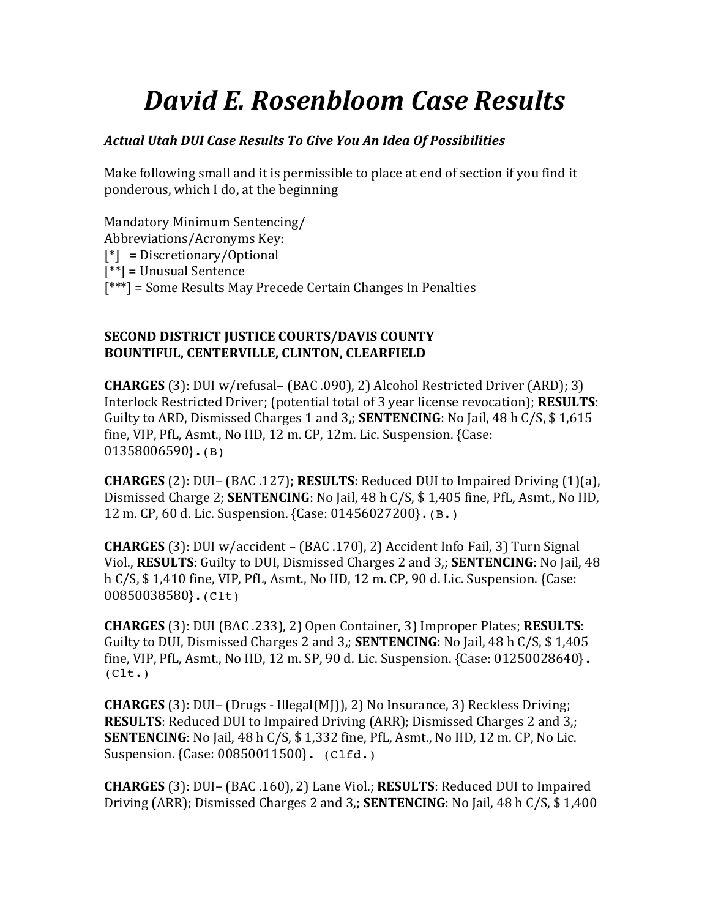# *David E. Rosenbloom Case Results*

***Actual Utah DUI Case Results To Give You An Idea Of Possibilities***

Make following small and it is permissible to place at end of section if you find it ponderous, which I do, at the beginning

Mandatory Minimum Sentencing/
Abbreviations/Acronyms Key:
[*] = Discretionary/Optional
[**] = Unusual Sentence
[***] = Some Results May Precede Certain Changes In Penalties

**SECOND DISTRICT JUSTICE COURTS/DAVIS COUNTY**
**<u>BOUNTIFUL, CENTERVILLE, CLINTON, CLEARFIELD</u>**

**CHARGES** (3): DUI w/refusal– (BAC .090), 2) Alcohol Restricted Driver (ARD); 3) Interlock Restricted Driver; (potential total of 3 year license revocation); **RESULTS**: Guilty to ARD, Dismissed Charges 1 and 3,; **SENTENCING**: No Jail, 48 h C/S, $ 1,615 fine, VIP, PfL, Asmt., No IID, 12 m. CP, 12m. Lic. Suspension. {Case: 01358006590}.(B)

**CHARGES** (2): DUI– (BAC .127); **RESULTS**: Reduced DUI to Impaired Driving (1)(a), Dismissed Charge 2; **SENTENCING**: No Jail, 48 h C/S, $ 1,405 fine, PfL, Asmt., No IID, 12 m. CP, 60 d. Lic. Suspension. {Case: 01456027200}.(B.)

**CHARGES** (3): DUI w/accident – (BAC .170), 2) Accident Info Fail, 3) Turn Signal Viol., **RESULTS**: Guilty to DUI, Dismissed Charges 2 and 3,; **SENTENCING**: No Jail, 48 h C/S, $ 1,410 fine, VIP, PfL, Asmt., No IID, 12 m. CP, 90 d. Lic. Suspension. {Case: 00850038580}.(Clt)

**CHARGES** (3): DUI (BAC .233), 2) Open Container, 3) Improper Plates; **RESULTS**: Guilty to DUI, Dismissed Charges 2 and 3,; **SENTENCING**: No Jail, 48 h C/S, $ 1,405 fine, VIP, PfL, Asmt., No IID, 12 m. SP, 90 d. Lic. Suspension. {Case: 01250028640}.(Clt.)

**CHARGES** (3): DUI– (Drugs - Illegal(MJ)), 2) No Insurance, 3) Reckless Driving; **RESULTS**: Reduced DUI to Impaired Driving (ARR); Dismissed Charges 2 and 3,; **SENTENCING**: No Jail, 48 h C/S, $ 1,332 fine, PfL, Asmt., No IID, 12 m. CP, No Lic. Suspension. {Case: 00850011500}. (Clfd.)

**CHARGES** (3): DUI– (BAC .160), 2) Lane Viol.; **RESULTS**: Reduced DUI to Impaired Driving (ARR); Dismissed Charges 2 and 3,; **SENTENCING**: No Jail, 48 h C/S, $ 1,400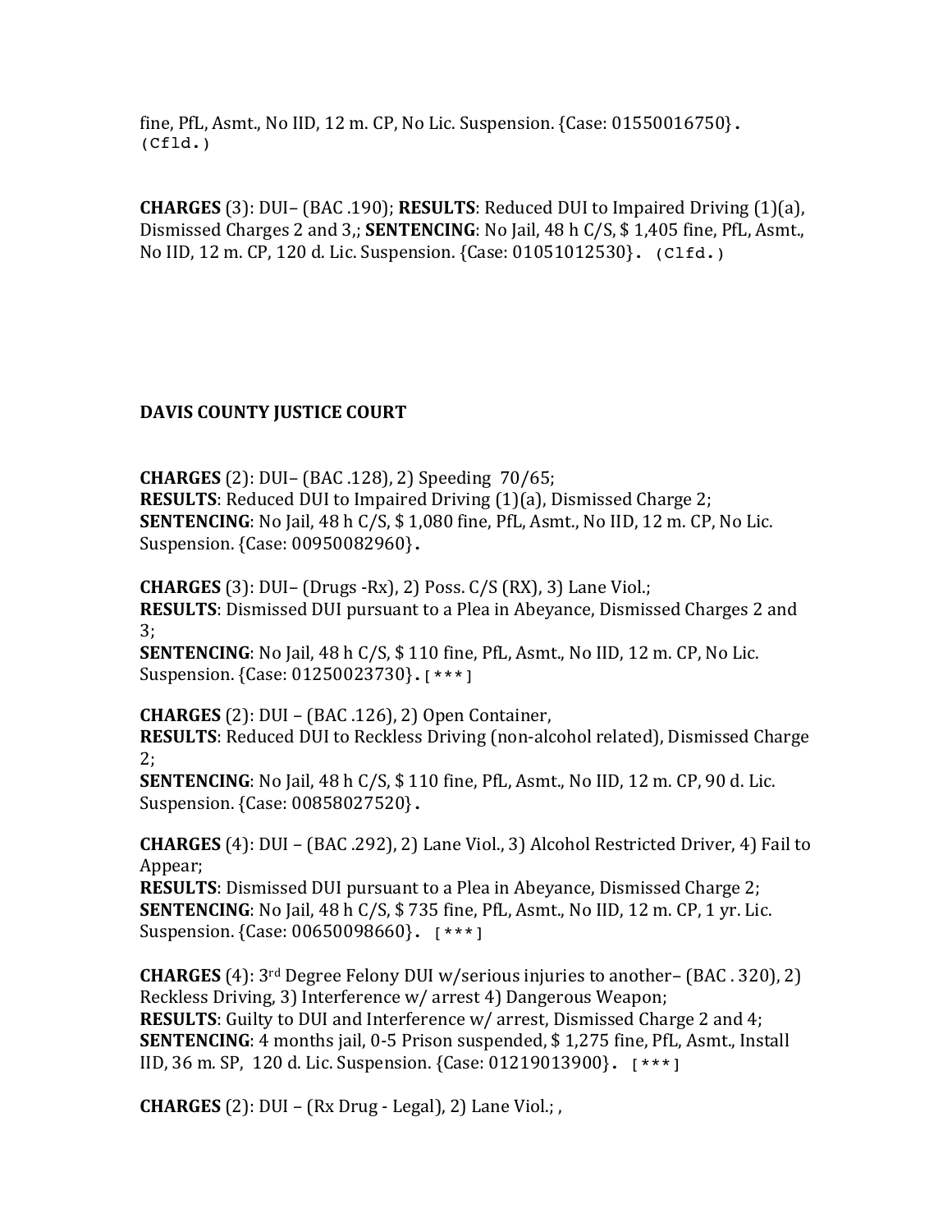fine, PfL, Asmt., No IID, 12 m. CP, No Lic. Suspension. {Case: 01550016750}. (Cfld.)

**CHARGES** (3): DUI– (BAC .190); **RESULTS**: Reduced DUI to Impaired Driving (1)(a), Dismissed Charges 2 and 3,; **SENTENCING**: No Jail, 48 h C/S, $ 1,405 fine, PfL, Asmt., No IID, 12 m. CP, 120 d. Lic. Suspension. {Case: 01051012530}. (Clfd.)

**DAVIS COUNTY JUSTICE COURT**

**CHARGES** (2): DUI– (BAC .128), 2) Speeding 70/65;
**RESULTS**: Reduced DUI to Impaired Driving (1)(a), Dismissed Charge 2;
**SENTENCING**: No Jail, 48 h C/S, $ 1,080 fine, PfL, Asmt., No IID, 12 m. CP, No Lic. Suspension. {Case: 00950082960}.

**CHARGES** (3): DUI– (Drugs -Rx), 2) Poss. C/S (RX), 3) Lane Viol.;
**RESULTS**: Dismissed DUI pursuant to a Plea in Abeyance, Dismissed Charges 2 and 3;
**SENTENCING**: No Jail, 48 h C/S, $ 110 fine, PfL, Asmt., No IID, 12 m. CP, No Lic. Suspension. {Case: 01250023730}. [***]

**CHARGES** (2): DUI – (BAC .126), 2) Open Container,
**RESULTS**: Reduced DUI to Reckless Driving (non-alcohol related), Dismissed Charge 2;
**SENTENCING**: No Jail, 48 h C/S, $ 110 fine, PfL, Asmt., No IID, 12 m. CP, 90 d. Lic. Suspension. {Case: 00858027520}.

**CHARGES** (4): DUI – (BAC .292), 2) Lane Viol., 3) Alcohol Restricted Driver, 4) Fail to Appear;
**RESULTS**: Dismissed DUI pursuant to a Plea in Abeyance, Dismissed Charge 2;
**SENTENCING**: No Jail, 48 h C/S, $ 735 fine, PfL, Asmt., No IID, 12 m. CP, 1 yr. Lic. Suspension. {Case: 00650098660}. [***]

**CHARGES** (4): 3rd Degree Felony DUI w/serious injuries to another– (BAC . 320), 2) Reckless Driving, 3) Interference w/ arrest 4) Dangerous Weapon;
**RESULTS**: Guilty to DUI and Interference w/ arrest, Dismissed Charge 2 and 4;
**SENTENCING**: 4 months jail, 0-5 Prison suspended, $ 1,275 fine, PfL, Asmt., Install IID, 36 m. SP, 120 d. Lic. Suspension. {Case: 01219013900}. [***]

**CHARGES** (2): DUI – (Rx Drug - Legal), 2) Lane Viol.; ,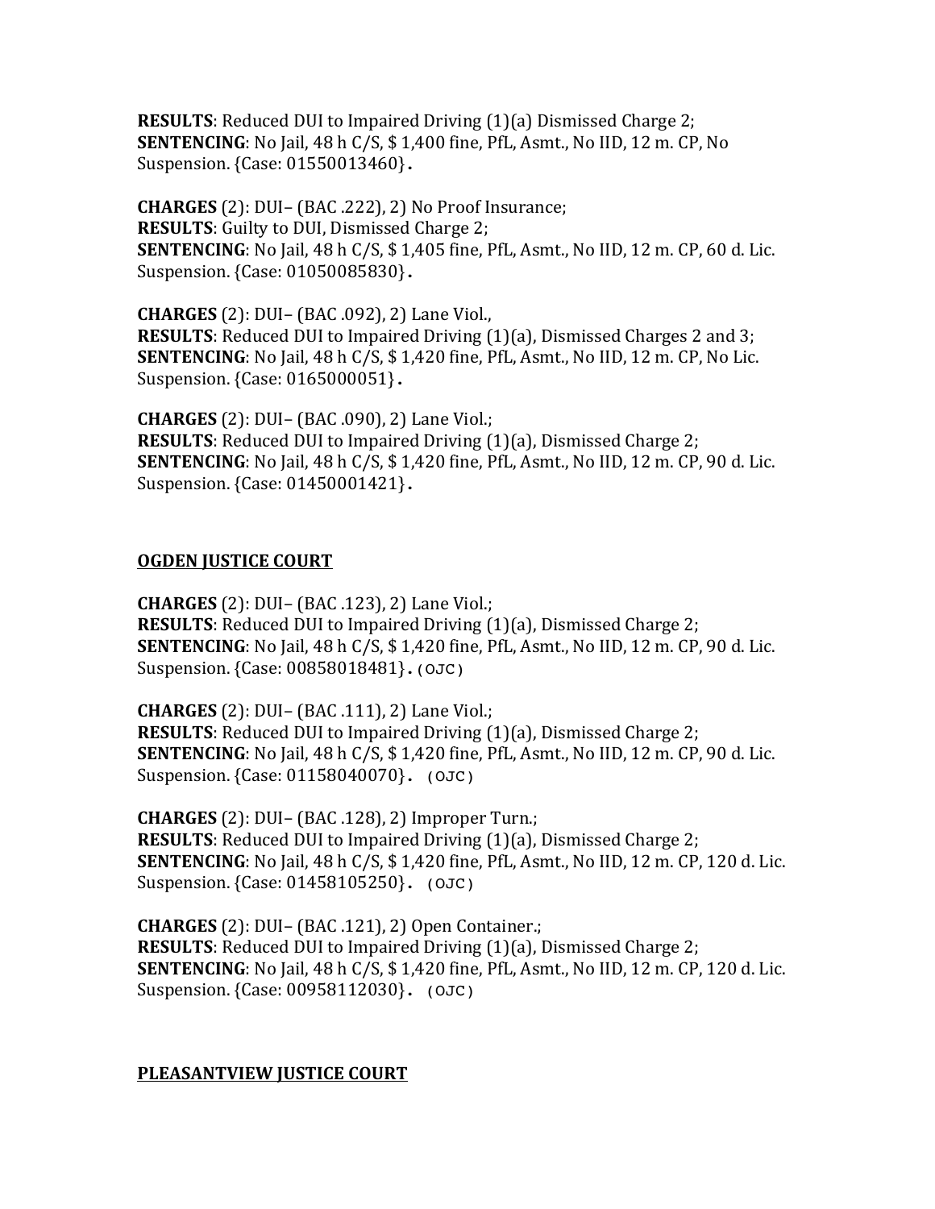**RESULTS**: Reduced DUI to Impaired Driving (1)(a) Dismissed Charge 2;
**SENTENCING**: No Jail, 48 h C/S, $ 1,400 fine, PfL, Asmt., No IID, 12 m. CP, No Suspension. {Case: 01550013460}**.**

**CHARGES** (2): DUI– (BAC .222), 2) No Proof Insurance;
**RESULTS**: Guilty to DUI, Dismissed Charge 2;
**SENTENCING**: No Jail, 48 h C/S, $ 1,405 fine, PfL, Asmt., No IID, 12 m. CP, 60 d. Lic. Suspension. {Case: 01050085830}**.**

**CHARGES** (2): DUI– (BAC .092), 2) Lane Viol.,
**RESULTS**: Reduced DUI to Impaired Driving (1)(a), Dismissed Charges 2 and 3;
**SENTENCING**: No Jail, 48 h C/S, $ 1,420 fine, PfL, Asmt., No IID, 12 m. CP, No Lic. Suspension. {Case: 0165000051}**.**

**CHARGES** (2): DUI– (BAC .090), 2) Lane Viol.;
**RESULTS**: Reduced DUI to Impaired Driving (1)(a), Dismissed Charge 2;
**SENTENCING**: No Jail, 48 h C/S, $ 1,420 fine, PfL, Asmt., No IID, 12 m. CP, 90 d. Lic. Suspension. {Case: 01450001421}**.**

## OGDEN JUSTICE COURT

**CHARGES** (2): DUI– (BAC .123), 2) Lane Viol.;
**RESULTS**: Reduced DUI to Impaired Driving (1)(a), Dismissed Charge 2;
**SENTENCING**: No Jail, 48 h C/S, $ 1,420 fine, PfL, Asmt., No IID, 12 m. CP, 90 d. Lic. Suspension. {Case: 00858018481}**.**(OJC)

**CHARGES** (2): DUI– (BAC .111), 2) Lane Viol.;
**RESULTS**: Reduced DUI to Impaired Driving (1)(a), Dismissed Charge 2;
**SENTENCING**: No Jail, 48 h C/S, $ 1,420 fine, PfL, Asmt., No IID, 12 m. CP, 90 d. Lic. Suspension. {Case: 01158040070}**.** (OJC)

**CHARGES** (2): DUI– (BAC .128), 2) Improper Turn.;
**RESULTS**: Reduced DUI to Impaired Driving (1)(a), Dismissed Charge 2;
**SENTENCING**: No Jail, 48 h C/S, $ 1,420 fine, PfL, Asmt., No IID, 12 m. CP, 120 d. Lic. Suspension. {Case: 01458105250}**.** (OJC)

**CHARGES** (2): DUI– (BAC .121), 2) Open Container.;
**RESULTS**: Reduced DUI to Impaired Driving (1)(a), Dismissed Charge 2;
**SENTENCING**: No Jail, 48 h C/S, $ 1,420 fine, PfL, Asmt., No IID, 12 m. CP, 120 d. Lic. Suspension. {Case: 00958112030}**.** (OJC)

## PLEASANTVIEW JUSTICE COURT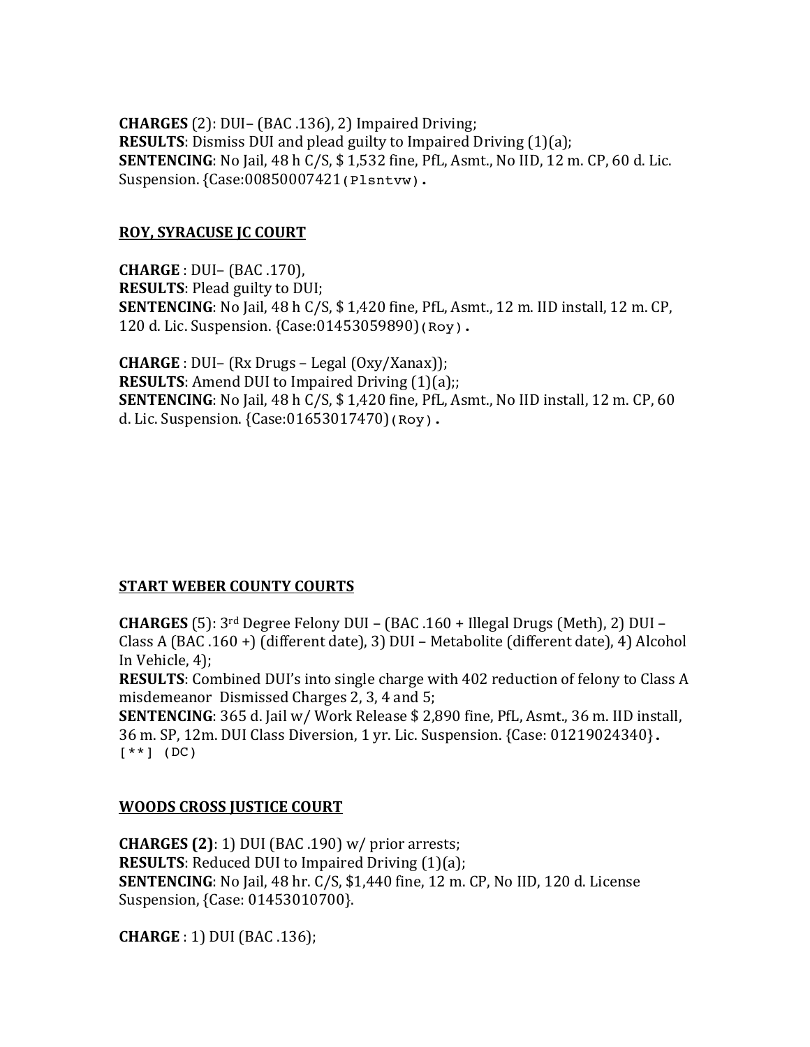**CHARGES** (2): DUI– (BAC .136), 2) Impaired Driving;
**RESULTS**: Dismiss DUI and plead guilty to Impaired Driving (1)(a);
**SENTENCING**: No Jail, 48 h C/S, $ 1,532 fine, PfL, Asmt., No IID, 12 m. CP, 60 d. Lic. Suspension. {Case:00850007421(Plsntvw).

**ROY, SYRACUSE JC COURT**

**CHARGE** : DUI– (BAC .170),
**RESULTS**: Plead guilty to DUI;
**SENTENCING**: No Jail, 48 h C/S, $ 1,420 fine, PfL, Asmt., 12 m. IID install, 12 m. CP, 120 d. Lic. Suspension. {Case:01453059890)(Roy).

**CHARGE** : DUI– (Rx Drugs – Legal (Oxy/Xanax));
**RESULTS**: Amend DUI to Impaired Driving (1)(a);;
**SENTENCING**: No Jail, 48 h C/S, $ 1,420 fine, PfL, Asmt., No IID install, 12 m. CP, 60 d. Lic. Suspension. {Case:01653017470)(Roy).

**START WEBER COUNTY COURTS**

**CHARGES** (5): 3rd Degree Felony DUI – (BAC .160 + Illegal Drugs (Meth), 2) DUI – Class A (BAC .160 +) (different date), 3) DUI – Metabolite (different date), 4) Alcohol In Vehicle, 4);
**RESULTS**: Combined DUI's into single charge with 402 reduction of felony to Class A misdemeanor Dismissed Charges 2, 3, 4 and 5;
**SENTENCING**: 365 d. Jail w/ Work Release $ 2,890 fine, PfL, Asmt., 36 m. IID install, 36 m. SP, 12m. DUI Class Diversion, 1 yr. Lic. Suspension. {Case: 01219024340}. [**] (DC)

**WOODS CROSS JUSTICE COURT**

**CHARGES (2)**: 1) DUI (BAC .190) w/ prior arrests;
**RESULTS**: Reduced DUI to Impaired Driving (1)(a);
**SENTENCING**: No Jail, 48 hr. C/S, $1,440 fine, 12 m. CP, No IID, 120 d. License Suspension, {Case: 01453010700}.

**CHARGE** : 1) DUI (BAC .136);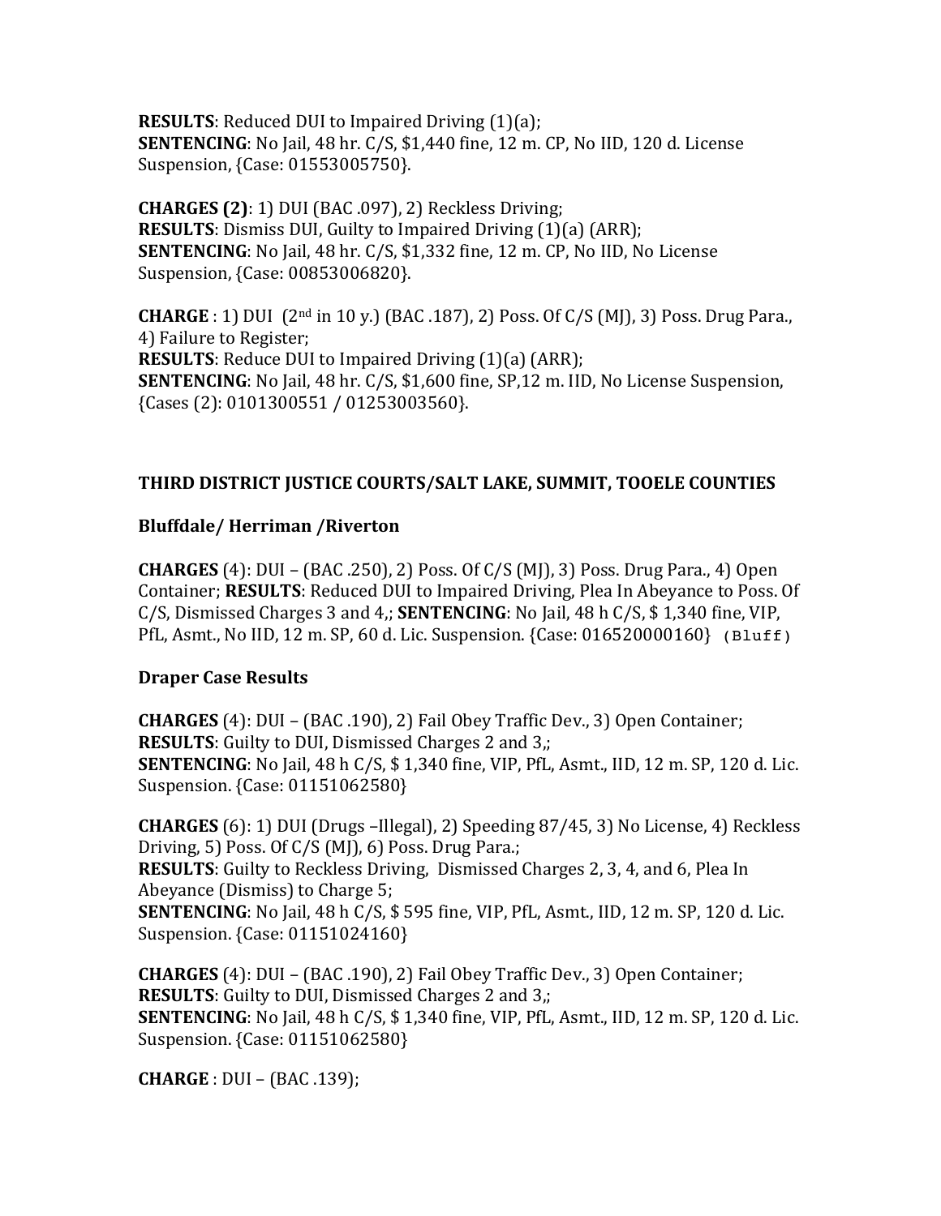**RESULTS**: Reduced DUI to Impaired Driving (1)(a);
**SENTENCING**: No Jail, 48 hr. C/S, $1,440 fine, 12 m. CP, No IID, 120 d. License Suspension, {Case: 01553005750}.

**CHARGES (2)**: 1) DUI (BAC .097), 2) Reckless Driving;
**RESULTS**: Dismiss DUI, Guilty to Impaired Driving (1)(a) (ARR);
**SENTENCING**: No Jail, 48 hr. C/S, $1,332 fine, 12 m. CP, No IID, No License Suspension, {Case: 00853006820}.

**CHARGE** : 1) DUI (2nd in 10 y.) (BAC .187), 2) Poss. Of C/S (MJ), 3) Poss. Drug Para., 4) Failure to Register;
**RESULTS**: Reduce DUI to Impaired Driving (1)(a) (ARR);
**SENTENCING**: No Jail, 48 hr. C/S, $1,600 fine, SP,12 m. IID, No License Suspension, {Cases (2): 0101300551 / 01253003560}.

## THIRD DISTRICT JUSTICE COURTS/SALT LAKE, SUMMIT, TOOELE COUNTIES

### Bluffdale/ Herriman /Riverton

**CHARGES** (4): DUI – (BAC .250), 2) Poss. Of C/S (MJ), 3) Poss. Drug Para., 4) Open Container; **RESULTS**: Reduced DUI to Impaired Driving, Plea In Abeyance to Poss. Of C/S, Dismissed Charges 3 and 4,; **SENTENCING**: No Jail, 48 h C/S, $ 1,340 fine, VIP, PfL, Asmt., No IID, 12 m. SP, 60 d. Lic. Suspension. {Case: 016520000160} (Bluff)

### Draper Case Results

**CHARGES** (4): DUI – (BAC .190), 2) Fail Obey Traffic Dev., 3) Open Container;
**RESULTS**: Guilty to DUI, Dismissed Charges 2 and 3,;
**SENTENCING**: No Jail, 48 h C/S, $ 1,340 fine, VIP, PfL, Asmt., IID, 12 m. SP, 120 d. Lic. Suspension. {Case: 01151062580}

**CHARGES** (6): 1) DUI (Drugs –Illegal), 2) Speeding 87/45, 3) No License, 4) Reckless Driving, 5) Poss. Of C/S (MJ), 6) Poss. Drug Para.;
**RESULTS**: Guilty to Reckless Driving, Dismissed Charges 2, 3, 4, and 6, Plea In Abeyance (Dismiss) to Charge 5;
**SENTENCING**: No Jail, 48 h C/S, $ 595 fine, VIP, PfL, Asmt., IID, 12 m. SP, 120 d. Lic. Suspension. {Case: 01151024160}

**CHARGES** (4): DUI – (BAC .190), 2) Fail Obey Traffic Dev., 3) Open Container;
**RESULTS**: Guilty to DUI, Dismissed Charges 2 and 3,;
**SENTENCING**: No Jail, 48 h C/S, $ 1,340 fine, VIP, PfL, Asmt., IID, 12 m. SP, 120 d. Lic. Suspension. {Case: 01151062580}

**CHARGE** : DUI – (BAC .139);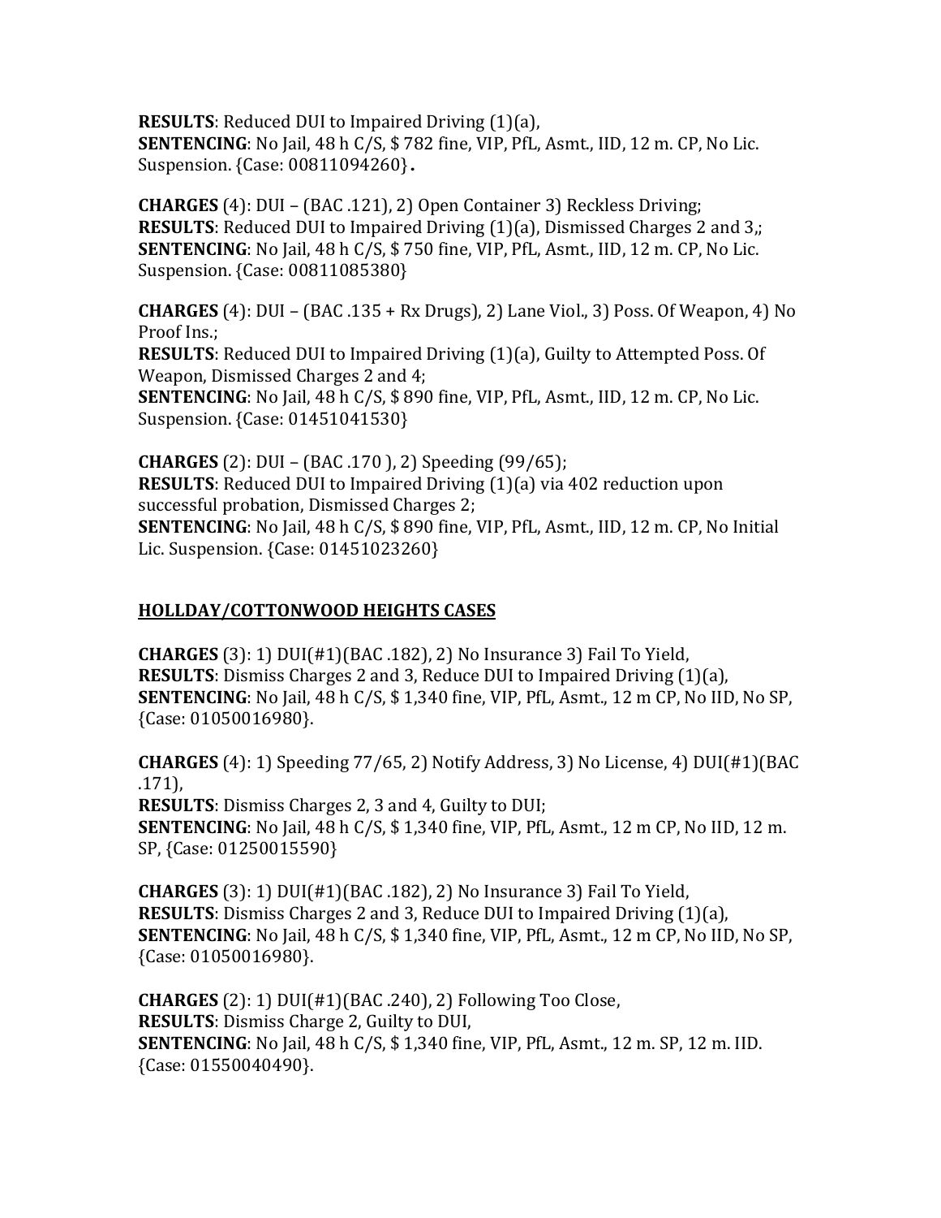**RESULTS**: Reduced DUI to Impaired Driving (1)(a),
**SENTENCING**: No Jail, 48 h C/S, $ 782 fine, VIP, PfL, Asmt., IID, 12 m. CP, No Lic. Suspension. {Case: 00811094260}**.**

**CHARGES** (4): DUI – (BAC .121), 2) Open Container 3) Reckless Driving;
**RESULTS**: Reduced DUI to Impaired Driving (1)(a), Dismissed Charges 2 and 3,;
**SENTENCING**: No Jail, 48 h C/S, $ 750 fine, VIP, PfL, Asmt., IID, 12 m. CP, No Lic. Suspension. {Case: 00811085380}

**CHARGES** (4): DUI – (BAC .135 + Rx Drugs), 2) Lane Viol., 3) Poss. Of Weapon, 4) No Proof Ins.;
**RESULTS**: Reduced DUI to Impaired Driving (1)(a), Guilty to Attempted Poss. Of Weapon, Dismissed Charges 2 and 4;
**SENTENCING**: No Jail, 48 h C/S, $ 890 fine, VIP, PfL, Asmt., IID, 12 m. CP, No Lic. Suspension. {Case: 01451041530}

**CHARGES** (2): DUI – (BAC .170 ), 2) Speeding (99/65);
**RESULTS**: Reduced DUI to Impaired Driving (1)(a) via 402 reduction upon successful probation, Dismissed Charges 2;
**SENTENCING**: No Jail, 48 h C/S, $ 890 fine, VIP, PfL, Asmt., IID, 12 m. CP, No Initial Lic. Suspension. {Case: 01451023260}

## HOLLDAY/COTTONWOOD HEIGHTS CASES

**CHARGES** (3): 1) DUI(#1)(BAC .182), 2) No Insurance 3) Fail To Yield,
**RESULTS**: Dismiss Charges 2 and 3, Reduce DUI to Impaired Driving (1)(a),
**SENTENCING**: No Jail, 48 h C/S, $ 1,340 fine, VIP, PfL, Asmt., 12 m CP, No IID, No SP, {Case: 01050016980}.

**CHARGES** (4): 1) Speeding 77/65, 2) Notify Address, 3) No License, 4) DUI(#1)(BAC .171),
**RESULTS**: Dismiss Charges 2, 3 and 4, Guilty to DUI;
**SENTENCING**: No Jail, 48 h C/S, $ 1,340 fine, VIP, PfL, Asmt., 12 m CP, No IID, 12 m. SP, {Case: 01250015590}

**CHARGES** (3): 1) DUI(#1)(BAC .182), 2) No Insurance 3) Fail To Yield,
**RESULTS**: Dismiss Charges 2 and 3, Reduce DUI to Impaired Driving (1)(a),
**SENTENCING**: No Jail, 48 h C/S, $ 1,340 fine, VIP, PfL, Asmt., 12 m CP, No IID, No SP, {Case: 01050016980}.

**CHARGES** (2): 1) DUI(#1)(BAC .240), 2) Following Too Close,
**RESULTS**: Dismiss Charge 2, Guilty to DUI,
**SENTENCING**: No Jail, 48 h C/S, $ 1,340 fine, VIP, PfL, Asmt., 12 m. SP, 12 m. IID. {Case: 01550040490}.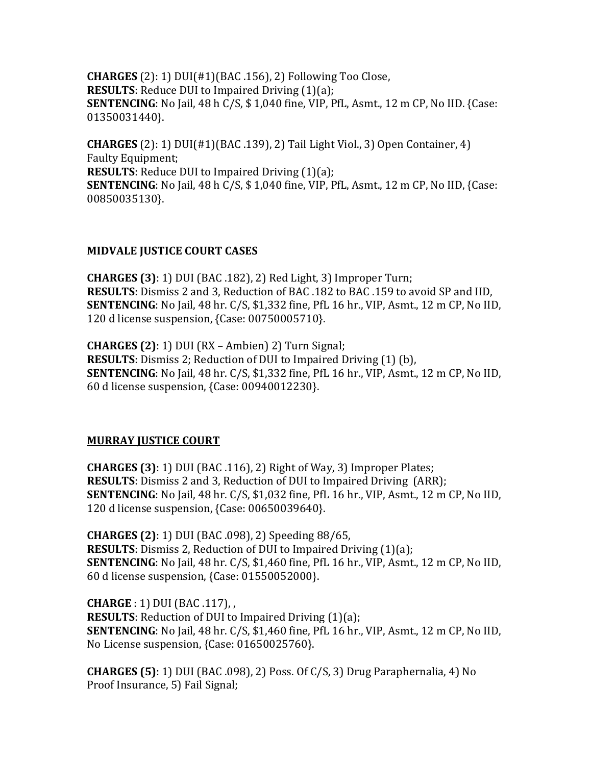**CHARGES** (2): 1) DUI(#1)(BAC .156), 2) Following Too Close,
**RESULTS**: Reduce DUI to Impaired Driving (1)(a);
**SENTENCING**: No Jail, 48 h C/S, $ 1,040 fine, VIP, PfL, Asmt., 12 m CP, No IID. {Case: 01350031440}.

**CHARGES** (2): 1) DUI(#1)(BAC .139), 2) Tail Light Viol., 3) Open Container, 4) Faulty Equipment;
**RESULTS**: Reduce DUI to Impaired Driving (1)(a);
**SENTENCING**: No Jail, 48 h C/S, $ 1,040 fine, VIP, PfL, Asmt., 12 m CP, No IID, {Case: 00850035130}.

**MIDVALE JUSTICE COURT CASES**

**CHARGES (3)**: 1) DUI (BAC .182), 2) Red Light, 3) Improper Turn;
**RESULTS**: Dismiss 2 and 3, Reduction of BAC .182 to BAC .159 to avoid SP and IID,
**SENTENCING**: No Jail, 48 hr. C/S, $1,332 fine, PfL 16 hr., VIP, Asmt., 12 m CP, No IID, 120 d license suspension, {Case: 00750005710}.

**CHARGES (2)**: 1) DUI (RX – Ambien) 2) Turn Signal;
**RESULTS**: Dismiss 2; Reduction of DUI to Impaired Driving (1) (b),
**SENTENCING**: No Jail, 48 hr. C/S, $1,332 fine, PfL 16 hr., VIP, Asmt., 12 m CP, No IID, 60 d license suspension, {Case: 00940012230}.

**MURRAY JUSTICE COURT**

**CHARGES (3)**: 1) DUI (BAC .116), 2) Right of Way, 3) Improper Plates;
**RESULTS**: Dismiss 2 and 3, Reduction of DUI to Impaired Driving (ARR);
**SENTENCING**: No Jail, 48 hr. C/S, $1,032 fine, PfL 16 hr., VIP, Asmt., 12 m CP, No IID, 120 d license suspension, {Case: 00650039640}.

**CHARGES (2)**: 1) DUI (BAC .098), 2) Speeding 88/65,
**RESULTS**: Dismiss 2, Reduction of DUI to Impaired Driving (1)(a);
**SENTENCING**: No Jail, 48 hr. C/S, $1,460 fine, PfL 16 hr., VIP, Asmt., 12 m CP, No IID, 60 d license suspension, {Case: 01550052000}.

**CHARGE** : 1) DUI (BAC .117), ,
**RESULTS**: Reduction of DUI to Impaired Driving (1)(a);
**SENTENCING**: No Jail, 48 hr. C/S, $1,460 fine, PfL 16 hr., VIP, Asmt., 12 m CP, No IID, No License suspension, {Case: 01650025760}.

**CHARGES (5)**: 1) DUI (BAC .098), 2) Poss. Of C/S, 3) Drug Paraphernalia, 4) No Proof Insurance, 5) Fail Signal;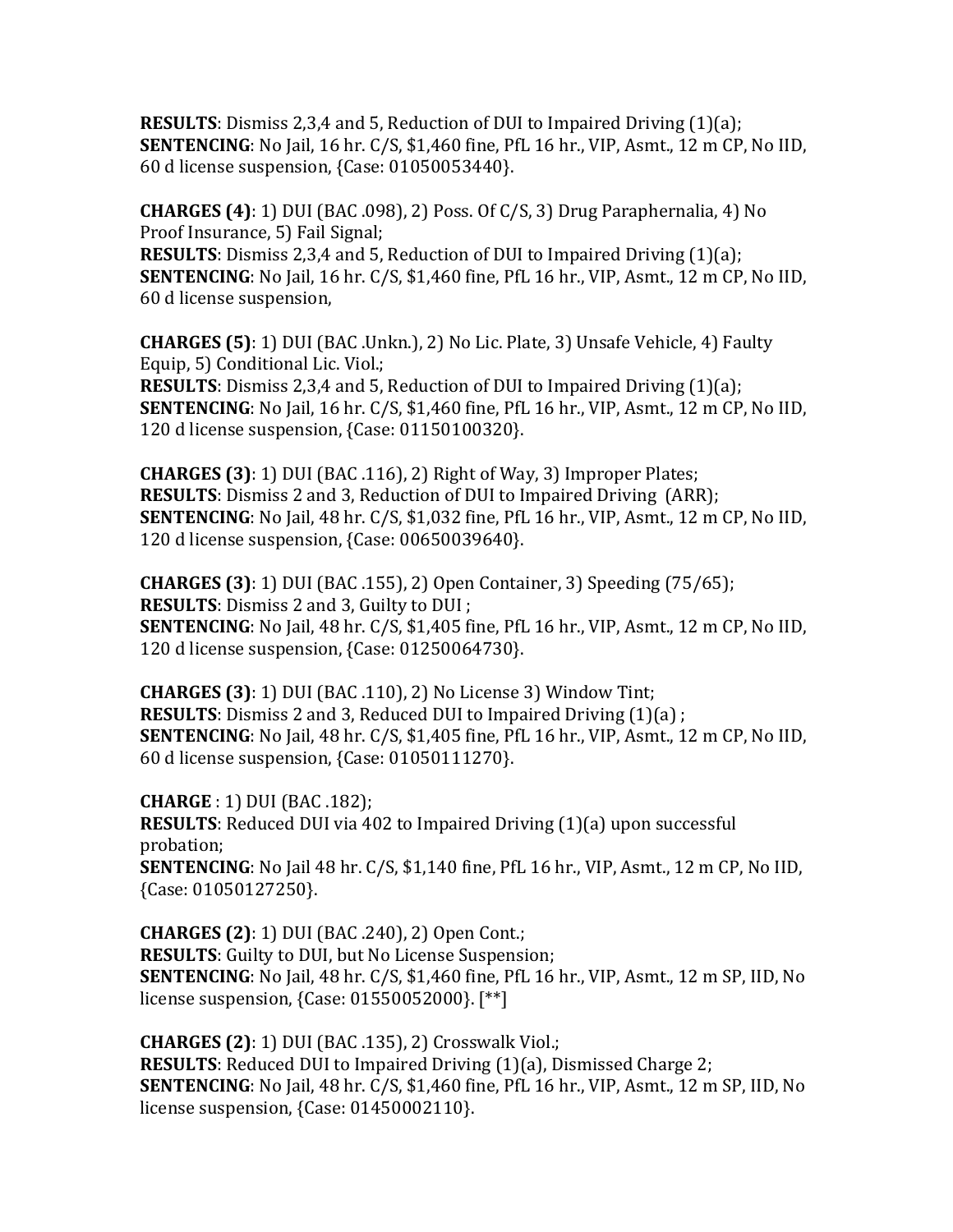**RESULTS**: Dismiss 2,3,4 and 5, Reduction of DUI to Impaired Driving (1)(a);
**SENTENCING**: No Jail, 16 hr. C/S, $1,460 fine, PfL 16 hr., VIP, Asmt., 12 m CP, No IID, 60 d license suspension, {Case: 01050053440}.

**CHARGES (4)**: 1) DUI (BAC .098), 2) Poss. Of C/S, 3) Drug Paraphernalia, 4) No Proof Insurance, 5) Fail Signal;
**RESULTS**: Dismiss 2,3,4 and 5, Reduction of DUI to Impaired Driving (1)(a);
**SENTENCING**: No Jail, 16 hr. C/S, $1,460 fine, PfL 16 hr., VIP, Asmt., 12 m CP, No IID, 60 d license suspension,

**CHARGES (5)**: 1) DUI (BAC .Unkn.), 2) No Lic. Plate, 3) Unsafe Vehicle, 4) Faulty Equip, 5) Conditional Lic. Viol.;
**RESULTS**: Dismiss 2,3,4 and 5, Reduction of DUI to Impaired Driving (1)(a);
**SENTENCING**: No Jail, 16 hr. C/S, $1,460 fine, PfL 16 hr., VIP, Asmt., 12 m CP, No IID, 120 d license suspension, {Case: 01150100320}.

**CHARGES (3)**: 1) DUI (BAC .116), 2) Right of Way, 3) Improper Plates;
**RESULTS**: Dismiss 2 and 3, Reduction of DUI to Impaired Driving (ARR);
**SENTENCING**: No Jail, 48 hr. C/S, $1,032 fine, PfL 16 hr., VIP, Asmt., 12 m CP, No IID, 120 d license suspension, {Case: 00650039640}.

**CHARGES (3)**: 1) DUI (BAC .155), 2) Open Container, 3) Speeding (75/65);
**RESULTS**: Dismiss 2 and 3, Guilty to DUI ;
**SENTENCING**: No Jail, 48 hr. C/S, $1,405 fine, PfL 16 hr., VIP, Asmt., 12 m CP, No IID, 120 d license suspension, {Case: 01250064730}.

**CHARGES (3)**: 1) DUI (BAC .110), 2) No License 3) Window Tint;
**RESULTS**: Dismiss 2 and 3, Reduced DUI to Impaired Driving (1)(a) ;
**SENTENCING**: No Jail, 48 hr. C/S, $1,405 fine, PfL 16 hr., VIP, Asmt., 12 m CP, No IID, 60 d license suspension, {Case: 01050111270}.

**CHARGE** : 1) DUI (BAC .182);
**RESULTS**: Reduced DUI via 402 to Impaired Driving (1)(a) upon successful probation;
**SENTENCING**: No Jail 48 hr. C/S, $1,140 fine, PfL 16 hr., VIP, Asmt., 12 m CP, No IID, {Case: 01050127250}.

**CHARGES (2)**: 1) DUI (BAC .240), 2) Open Cont.;
**RESULTS**: Guilty to DUI, but No License Suspension;
**SENTENCING**: No Jail, 48 hr. C/S, $1,460 fine, PfL 16 hr., VIP, Asmt., 12 m SP, IID, No license suspension, {Case: 01550052000}. [**]

**CHARGES (2)**: 1) DUI (BAC .135), 2) Crosswalk Viol.;
**RESULTS**: Reduced DUI to Impaired Driving (1)(a), Dismissed Charge 2;
**SENTENCING**: No Jail, 48 hr. C/S, $1,460 fine, PfL 16 hr., VIP, Asmt., 12 m SP, IID, No license suspension, {Case: 01450002110}.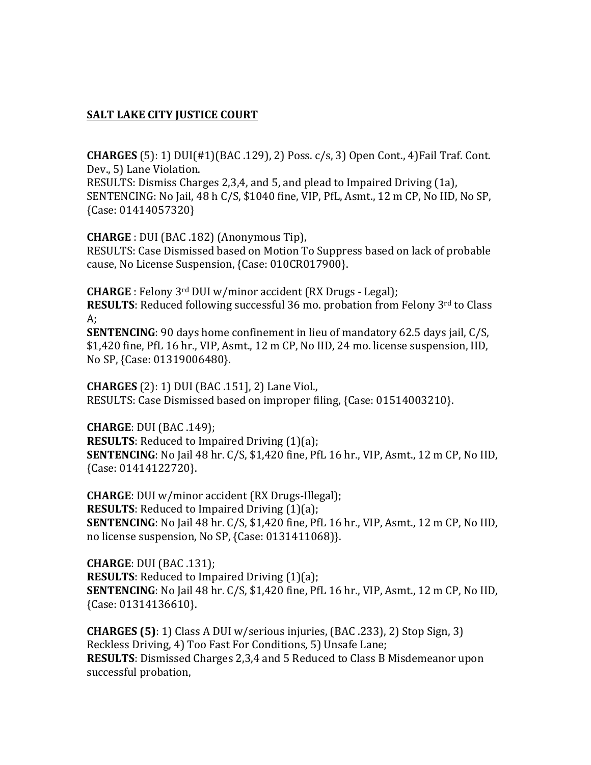**SALT LAKE CITY JUSTICE COURT**

**CHARGES** (5): 1) DUI(#1)(BAC .129), 2) Poss. c/s, 3) Open Cont., 4)Fail Traf. Cont. Dev., 5) Lane Violation.
RESULTS: Dismiss Charges 2,3,4, and 5, and plead to Impaired Driving (1a),
SENTENCING: No Jail, 48 h C/S, $1040 fine, VIP, PfL, Asmt., 12 m CP, No IID, No SP, {Case: 01414057320}

**CHARGE** : DUI (BAC .182) (Anonymous Tip),
RESULTS: Case Dismissed based on Motion To Suppress based on lack of probable cause, No License Suspension, {Case: 010CR017900}.

**CHARGE** : Felony 3rd DUI w/minor accident (RX Drugs - Legal);
**RESULTS**: Reduced following successful 36 mo. probation from Felony 3rd to Class A;
**SENTENCING**: 90 days home confinement in lieu of mandatory 62.5 days jail, C/S, $1,420 fine, PfL 16 hr., VIP, Asmt., 12 m CP, No IID, 24 mo. license suspension, IID, No SP, {Case: 01319006480}.

**CHARGES** (2): 1) DUI (BAC .151], 2) Lane Viol.,
RESULTS: Case Dismissed based on improper filing, {Case: 01514003210}.

**CHARGE**: DUI (BAC .149);
**RESULTS**: Reduced to Impaired Driving (1)(a);
**SENTENCING**: No Jail 48 hr. C/S, $1,420 fine, PfL 16 hr., VIP, Asmt., 12 m CP, No IID, {Case: 01414122720}.

**CHARGE**: DUI w/minor accident (RX Drugs-Illegal);
**RESULTS**: Reduced to Impaired Driving (1)(a);
**SENTENCING**: No Jail 48 hr. C/S, $1,420 fine, PfL 16 hr., VIP, Asmt., 12 m CP, No IID, no license suspension, No SP, {Case: 0131411068)}.

**CHARGE**: DUI (BAC .131);
**RESULTS**: Reduced to Impaired Driving (1)(a);
**SENTENCING**: No Jail 48 hr. C/S, $1,420 fine, PfL 16 hr., VIP, Asmt., 12 m CP, No IID, {Case: 01314136610}.

**CHARGES (5)**: 1) Class A DUI w/serious injuries, (BAC .233), 2) Stop Sign, 3) Reckless Driving, 4) Too Fast For Conditions, 5) Unsafe Lane;
**RESULTS**: Dismissed Charges 2,3,4 and 5 Reduced to Class B Misdemeanor upon successful probation,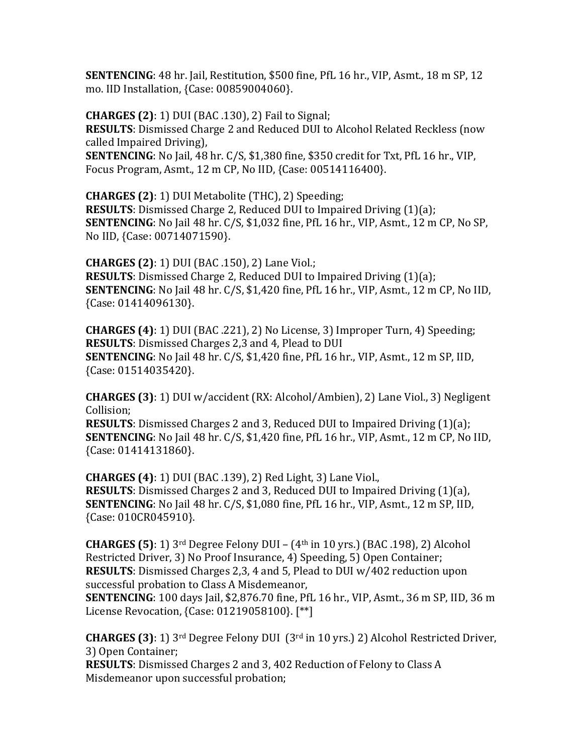**SENTENCING**: 48 hr. Jail, Restitution, $500 fine, PfL 16 hr., VIP, Asmt., 18 m SP, 12 mo. IID Installation, {Case: 00859004060}.

**CHARGES (2)**: 1) DUI (BAC .130), 2) Fail to Signal;
**RESULTS**: Dismissed Charge 2 and Reduced DUI to Alcohol Related Reckless (now called Impaired Driving),
**SENTENCING**: No Jail, 48 hr. C/S, $1,380 fine, $350 credit for Txt, PfL 16 hr., VIP, Focus Program, Asmt., 12 m CP, No IID, {Case: 00514116400}.

**CHARGES (2)**: 1) DUI Metabolite (THC), 2) Speeding;
**RESULTS**: Dismissed Charge 2, Reduced DUI to Impaired Driving (1)(a);
**SENTENCING**: No Jail 48 hr. C/S, $1,032 fine, PfL 16 hr., VIP, Asmt., 12 m CP, No SP, No IID, {Case: 00714071590}.

**CHARGES (2)**: 1) DUI (BAC .150), 2) Lane Viol.;
**RESULTS**: Dismissed Charge 2, Reduced DUI to Impaired Driving (1)(a);
**SENTENCING**: No Jail 48 hr. C/S, $1,420 fine, PfL 16 hr., VIP, Asmt., 12 m CP, No IID, {Case: 01414096130}.

**CHARGES (4)**: 1) DUI (BAC .221), 2) No License, 3) Improper Turn, 4) Speeding;
**RESULTS**: Dismissed Charges 2,3 and 4, Plead to DUI
**SENTENCING**: No Jail 48 hr. C/S, $1,420 fine, PfL 16 hr., VIP, Asmt., 12 m SP, IID, {Case: 01514035420}.

**CHARGES (3)**: 1) DUI w/accident (RX: Alcohol/Ambien), 2) Lane Viol., 3) Negligent Collision;
**RESULTS**: Dismissed Charges 2 and 3, Reduced DUI to Impaired Driving (1)(a);
**SENTENCING**: No Jail 48 hr. C/S, $1,420 fine, PfL 16 hr., VIP, Asmt., 12 m CP, No IID, {Case: 01414131860}.

**CHARGES (4)**: 1) DUI (BAC .139), 2) Red Light, 3) Lane Viol.,
**RESULTS**: Dismissed Charges 2 and 3, Reduced DUI to Impaired Driving (1)(a),
**SENTENCING**: No Jail 48 hr. C/S, $1,080 fine, PfL 16 hr., VIP, Asmt., 12 m SP, IID, {Case: 010CR045910}.

**CHARGES (5)**: 1) 3rd Degree Felony DUI – (4th in 10 yrs.) (BAC .198), 2) Alcohol Restricted Driver, 3) No Proof Insurance, 4) Speeding, 5) Open Container;
**RESULTS**: Dismissed Charges 2,3, 4 and 5, Plead to DUI w/402 reduction upon successful probation to Class A Misdemeanor,
**SENTENCING**: 100 days Jail, $2,876.70 fine, PfL 16 hr., VIP, Asmt., 36 m SP, IID, 36 m License Revocation, {Case: 01219058100}. [**]

**CHARGES (3)**: 1) 3rd Degree Felony DUI (3rd in 10 yrs.) 2) Alcohol Restricted Driver, 3) Open Container;
**RESULTS**: Dismissed Charges 2 and 3, 402 Reduction of Felony to Class A Misdemeanor upon successful probation;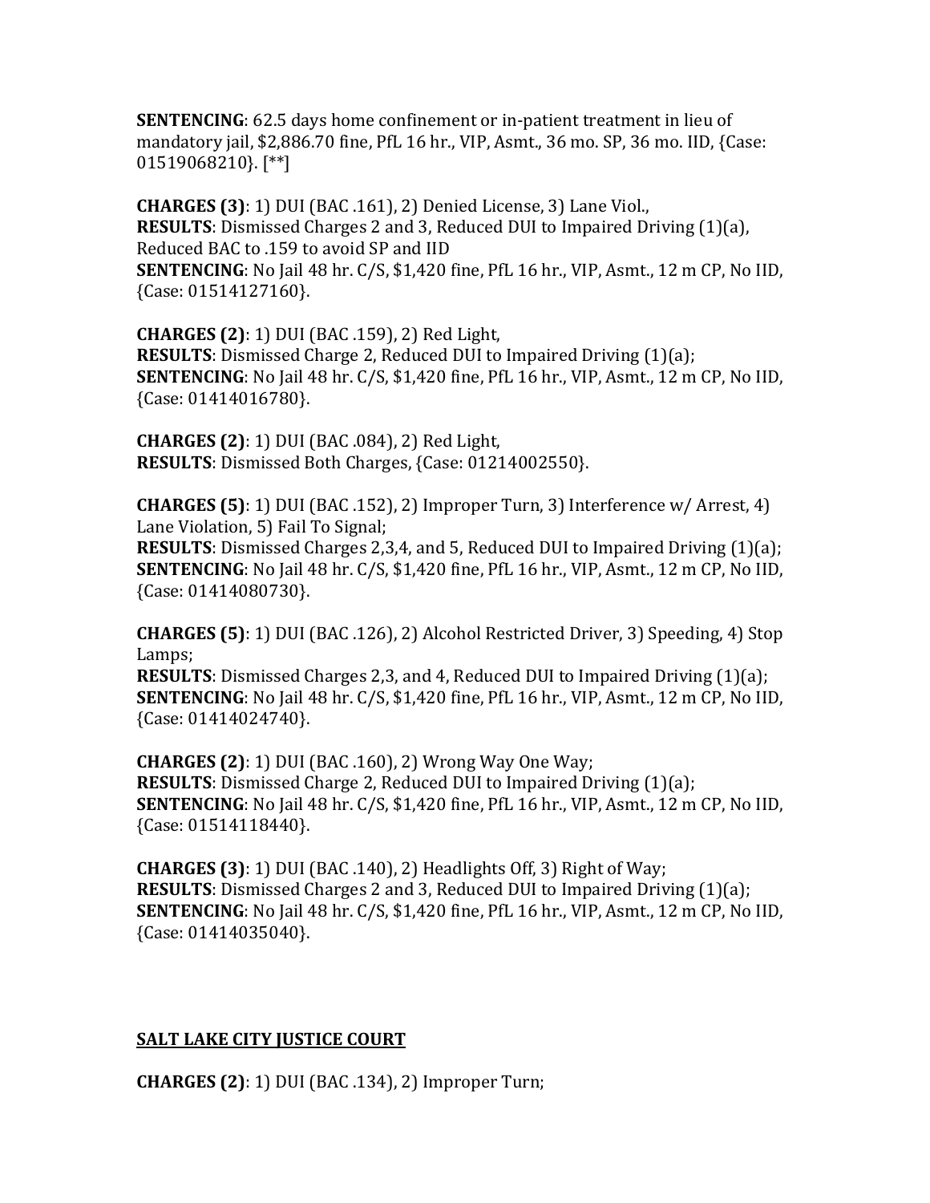**SENTENCING**: 62.5 days home confinement or in-patient treatment in lieu of mandatory jail, $2,886.70 fine, PfL 16 hr., VIP, Asmt., 36 mo. SP, 36 mo. IID, {Case: 01519068210}. [**]

**CHARGES (3)**: 1) DUI (BAC .161), 2) Denied License, 3) Lane Viol.,
**RESULTS**: Dismissed Charges 2 and 3, Reduced DUI to Impaired Driving (1)(a), Reduced BAC to .159 to avoid SP and IID
**SENTENCING**: No Jail 48 hr. C/S, $1,420 fine, PfL 16 hr., VIP, Asmt., 12 m CP, No IID, {Case: 01514127160}.

**CHARGES (2)**: 1) DUI (BAC .159), 2) Red Light,
**RESULTS**: Dismissed Charge 2, Reduced DUI to Impaired Driving (1)(a);
**SENTENCING**: No Jail 48 hr. C/S, $1,420 fine, PfL 16 hr., VIP, Asmt., 12 m CP, No IID, {Case: 01414016780}.

**CHARGES (2)**: 1) DUI (BAC .084), 2) Red Light,
**RESULTS**: Dismissed Both Charges, {Case: 01214002550}.

**CHARGES (5)**: 1) DUI (BAC .152), 2) Improper Turn, 3) Interference w/ Arrest, 4) Lane Violation, 5) Fail To Signal;
**RESULTS**: Dismissed Charges 2,3,4, and 5, Reduced DUI to Impaired Driving (1)(a);
**SENTENCING**: No Jail 48 hr. C/S, $1,420 fine, PfL 16 hr., VIP, Asmt., 12 m CP, No IID, {Case: 01414080730}.

**CHARGES (5)**: 1) DUI (BAC .126), 2) Alcohol Restricted Driver, 3) Speeding, 4) Stop Lamps;
**RESULTS**: Dismissed Charges 2,3, and 4, Reduced DUI to Impaired Driving (1)(a);
**SENTENCING**: No Jail 48 hr. C/S, $1,420 fine, PfL 16 hr., VIP, Asmt., 12 m CP, No IID, {Case: 01414024740}.

**CHARGES (2)**: 1) DUI (BAC .160), 2) Wrong Way One Way;
**RESULTS**: Dismissed Charge 2, Reduced DUI to Impaired Driving (1)(a);
**SENTENCING**: No Jail 48 hr. C/S, $1,420 fine, PfL 16 hr., VIP, Asmt., 12 m CP, No IID, {Case: 01514118440}.

**CHARGES (3)**: 1) DUI (BAC .140), 2) Headlights Off, 3) Right of Way;
**RESULTS**: Dismissed Charges 2 and 3, Reduced DUI to Impaired Driving (1)(a);
**SENTENCING**: No Jail 48 hr. C/S, $1,420 fine, PfL 16 hr., VIP, Asmt., 12 m CP, No IID, {Case: 01414035040}.

## **SALT LAKE CITY JUSTICE COURT**

**CHARGES (2)**: 1) DUI (BAC .134), 2) Improper Turn;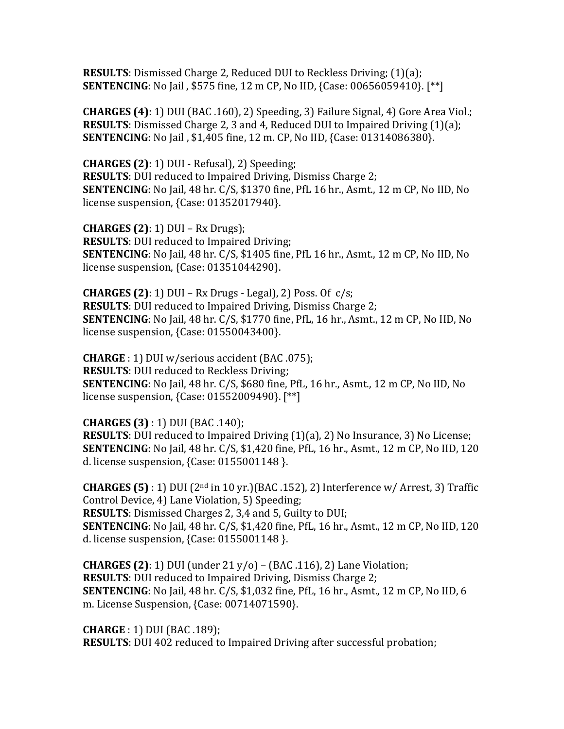**RESULTS**: Dismissed Charge 2, Reduced DUI to Reckless Driving; (1)(a);
**SENTENCING**: No Jail , $575 fine, 12 m CP, No IID, {Case: 00656059410}. [**]

**CHARGES (4)**: 1) DUI (BAC .160), 2) Speeding, 3) Failure Signal, 4) Gore Area Viol.;
**RESULTS**: Dismissed Charge 2, 3 and 4, Reduced DUI to Impaired Driving (1)(a);
**SENTENCING**: No Jail , $1,405 fine, 12 m. CP, No IID, {Case: 01314086380}.

**CHARGES (2)**: 1) DUI - Refusal), 2) Speeding;
**RESULTS**: DUI reduced to Impaired Driving, Dismiss Charge 2;
**SENTENCING**: No Jail, 48 hr. C/S, $1370 fine, PfL 16 hr., Asmt., 12 m CP, No IID, No license suspension, {Case: 01352017940}.

**CHARGES (2)**: 1) DUI – Rx Drugs);
**RESULTS**: DUI reduced to Impaired Driving;
**SENTENCING**: No Jail, 48 hr. C/S, $1405 fine, PfL 16 hr., Asmt., 12 m CP, No IID, No license suspension, {Case: 01351044290}.

**CHARGES (2)**: 1) DUI – Rx Drugs - Legal), 2) Poss. Of c/s;
**RESULTS**: DUI reduced to Impaired Driving, Dismiss Charge 2;
**SENTENCING**: No Jail, 48 hr. C/S, $1770 fine, PfL, 16 hr., Asmt., 12 m CP, No IID, No license suspension, {Case: 01550043400}.

**CHARGE** : 1) DUI w/serious accident (BAC .075);
**RESULTS**: DUI reduced to Reckless Driving;
**SENTENCING**: No Jail, 48 hr. C/S, $680 fine, PfL, 16 hr., Asmt., 12 m CP, No IID, No license suspension, {Case: 01552009490}. [**]

**CHARGES (3)** : 1) DUI (BAC .140);
**RESULTS**: DUI reduced to Impaired Driving (1)(a), 2) No Insurance, 3) No License;
**SENTENCING**: No Jail, 48 hr. C/S, $1,420 fine, PfL, 16 hr., Asmt., 12 m CP, No IID, 120 d. license suspension, {Case: 0155001148 }.

**CHARGES (5)** : 1) DUI (2nd in 10 yr.)(BAC .152), 2) Interference w/ Arrest, 3) Traffic Control Device, 4) Lane Violation, 5) Speeding;
**RESULTS**: Dismissed Charges 2, 3,4 and 5, Guilty to DUI;
**SENTENCING**: No Jail, 48 hr. C/S, $1,420 fine, PfL, 16 hr., Asmt., 12 m CP, No IID, 120 d. license suspension, {Case: 0155001148 }.

**CHARGES (2)**: 1) DUI (under 21 y/o) – (BAC .116), 2) Lane Violation;
**RESULTS**: DUI reduced to Impaired Driving, Dismiss Charge 2;
**SENTENCING**: No Jail, 48 hr. C/S, $1,032 fine, PfL, 16 hr., Asmt., 12 m CP, No IID, 6 m. License Suspension, {Case: 00714071590}.

**CHARGE** : 1) DUI (BAC .189);
**RESULTS**: DUI 402 reduced to Impaired Driving after successful probation;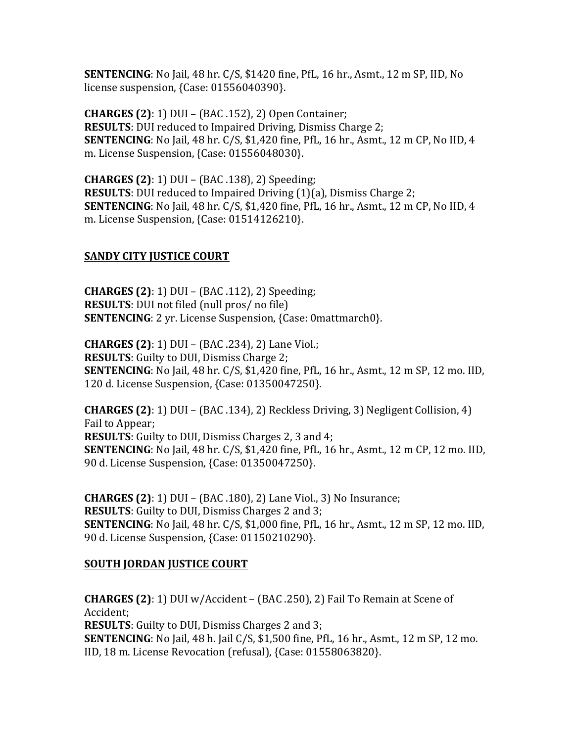**SENTENCING**: No Jail, 48 hr. C/S, $1420 fine, PfL, 16 hr., Asmt., 12 m SP, IID, No license suspension, {Case: 01556040390}.

**CHARGES (2)**: 1) DUI – (BAC .152), 2) Open Container;
**RESULTS**: DUI reduced to Impaired Driving, Dismiss Charge 2;
**SENTENCING**: No Jail, 48 hr. C/S, $1,420 fine, PfL, 16 hr., Asmt., 12 m CP, No IID, 4 m. License Suspension, {Case: 01556048030}.

**CHARGES (2)**: 1) DUI – (BAC .138), 2) Speeding;
**RESULTS**: DUI reduced to Impaired Driving (1)(a), Dismiss Charge 2;
**SENTENCING**: No Jail, 48 hr. C/S, $1,420 fine, PfL, 16 hr., Asmt., 12 m CP, No IID, 4 m. License Suspension, {Case: 01514126210}.

## SANDY CITY JUSTICE COURT

**CHARGES (2)**: 1) DUI – (BAC .112), 2) Speeding;
**RESULTS**: DUI not filed (null pros/ no file)
**SENTENCING**: 2 yr. License Suspension, {Case: 0mattmarch0}.

**CHARGES (2)**: 1) DUI – (BAC .234), 2) Lane Viol.;
**RESULTS**: Guilty to DUI, Dismiss Charge 2;
**SENTENCING**: No Jail, 48 hr. C/S, $1,420 fine, PfL, 16 hr., Asmt., 12 m SP, 12 mo. IID, 120 d. License Suspension, {Case: 01350047250}.

**CHARGES (2)**: 1) DUI – (BAC .134), 2) Reckless Driving, 3) Negligent Collision, 4) Fail to Appear;
**RESULTS**: Guilty to DUI, Dismiss Charges 2, 3 and 4;
**SENTENCING**: No Jail, 48 hr. C/S, $1,420 fine, PfL, 16 hr., Asmt., 12 m CP, 12 mo. IID, 90 d. License Suspension, {Case: 01350047250}.

**CHARGES (2)**: 1) DUI – (BAC .180), 2) Lane Viol., 3) No Insurance;
**RESULTS**: Guilty to DUI, Dismiss Charges 2 and 3;
**SENTENCING**: No Jail, 48 hr. C/S, $1,000 fine, PfL, 16 hr., Asmt., 12 m SP, 12 mo. IID, 90 d. License Suspension, {Case: 01150210290}.

## SOUTH JORDAN JUSTICE COURT

**CHARGES (2)**: 1) DUI w/Accident – (BAC .250), 2) Fail To Remain at Scene of Accident;
**RESULTS**: Guilty to DUI, Dismiss Charges 2 and 3;
**SENTENCING**: No Jail, 48 h. Jail C/S, $1,500 fine, PfL, 16 hr., Asmt., 12 m SP, 12 mo. IID, 18 m. License Revocation (refusal), {Case: 01558063820}.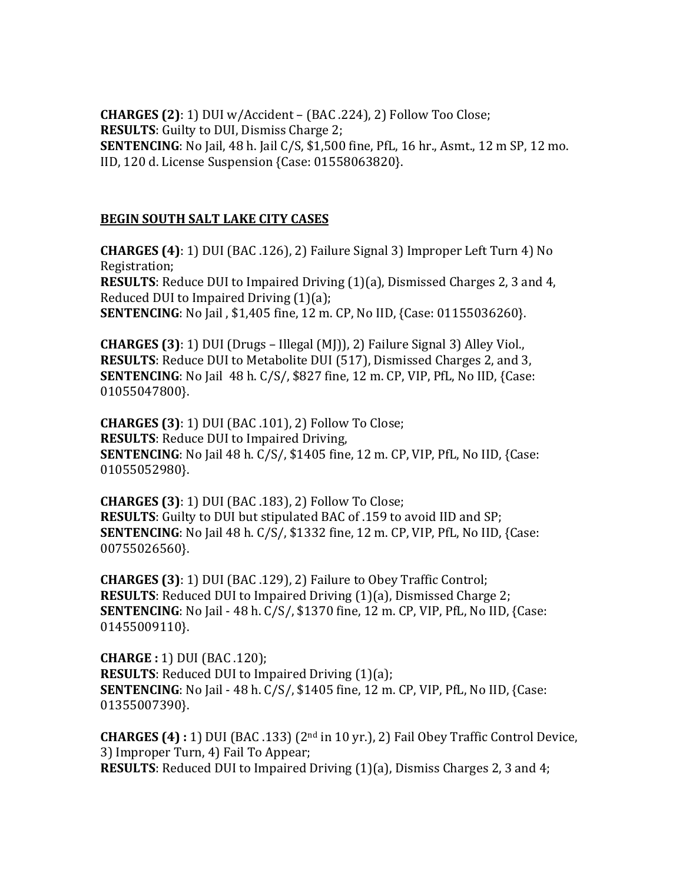**CHARGES (2)**: 1) DUI w/Accident – (BAC .224), 2) Follow Too Close;
**RESULTS**: Guilty to DUI, Dismiss Charge 2;
**SENTENCING**: No Jail, 48 h. Jail C/S, $1,500 fine, PfL, 16 hr., Asmt., 12 m SP, 12 mo. IID, 120 d. License Suspension {Case: 01558063820}.

**BEGIN SOUTH SALT LAKE CITY CASES**

**CHARGES (4)**: 1) DUI (BAC .126), 2) Failure Signal 3) Improper Left Turn 4) No Registration;
**RESULTS**: Reduce DUI to Impaired Driving (1)(a), Dismissed Charges 2, 3 and 4, Reduced DUI to Impaired Driving (1)(a);
**SENTENCING**: No Jail , $1,405 fine, 12 m. CP, No IID, {Case: 01155036260}.

**CHARGES (3)**: 1) DUI (Drugs – Illegal (MJ)), 2) Failure Signal 3) Alley Viol.,
**RESULTS**: Reduce DUI to Metabolite DUI (517), Dismissed Charges 2, and 3,
**SENTENCING**: No Jail 48 h. C/S/, $827 fine, 12 m. CP, VIP, PfL, No IID, {Case: 01055047800}.

**CHARGES (3)**: 1) DUI (BAC .101), 2) Follow To Close;
**RESULTS**: Reduce DUI to Impaired Driving,
**SENTENCING**: No Jail 48 h. C/S/, $1405 fine, 12 m. CP, VIP, PfL, No IID, {Case: 01055052980}.

**CHARGES (3)**: 1) DUI (BAC .183), 2) Follow To Close;
**RESULTS**: Guilty to DUI but stipulated BAC of .159 to avoid IID and SP;
**SENTENCING**: No Jail 48 h. C/S/, $1332 fine, 12 m. CP, VIP, PfL, No IID, {Case: 00755026560}.

**CHARGES (3)**: 1) DUI (BAC .129), 2) Failure to Obey Traffic Control;
**RESULTS**: Reduced DUI to Impaired Driving (1)(a), Dismissed Charge 2;
**SENTENCING**: No Jail - 48 h. C/S/, $1370 fine, 12 m. CP, VIP, PfL, No IID, {Case: 01455009110}.

**CHARGE :** 1) DUI (BAC .120);
**RESULTS**: Reduced DUI to Impaired Driving (1)(a);
**SENTENCING**: No Jail - 48 h. C/S/, $1405 fine, 12 m. CP, VIP, PfL, No IID, {Case: 01355007390}.

**CHARGES (4) :** 1) DUI (BAC .133) (2nd in 10 yr.), 2) Fail Obey Traffic Control Device, 3) Improper Turn, 4) Fail To Appear;
**RESULTS**: Reduced DUI to Impaired Driving (1)(a), Dismiss Charges 2, 3 and 4;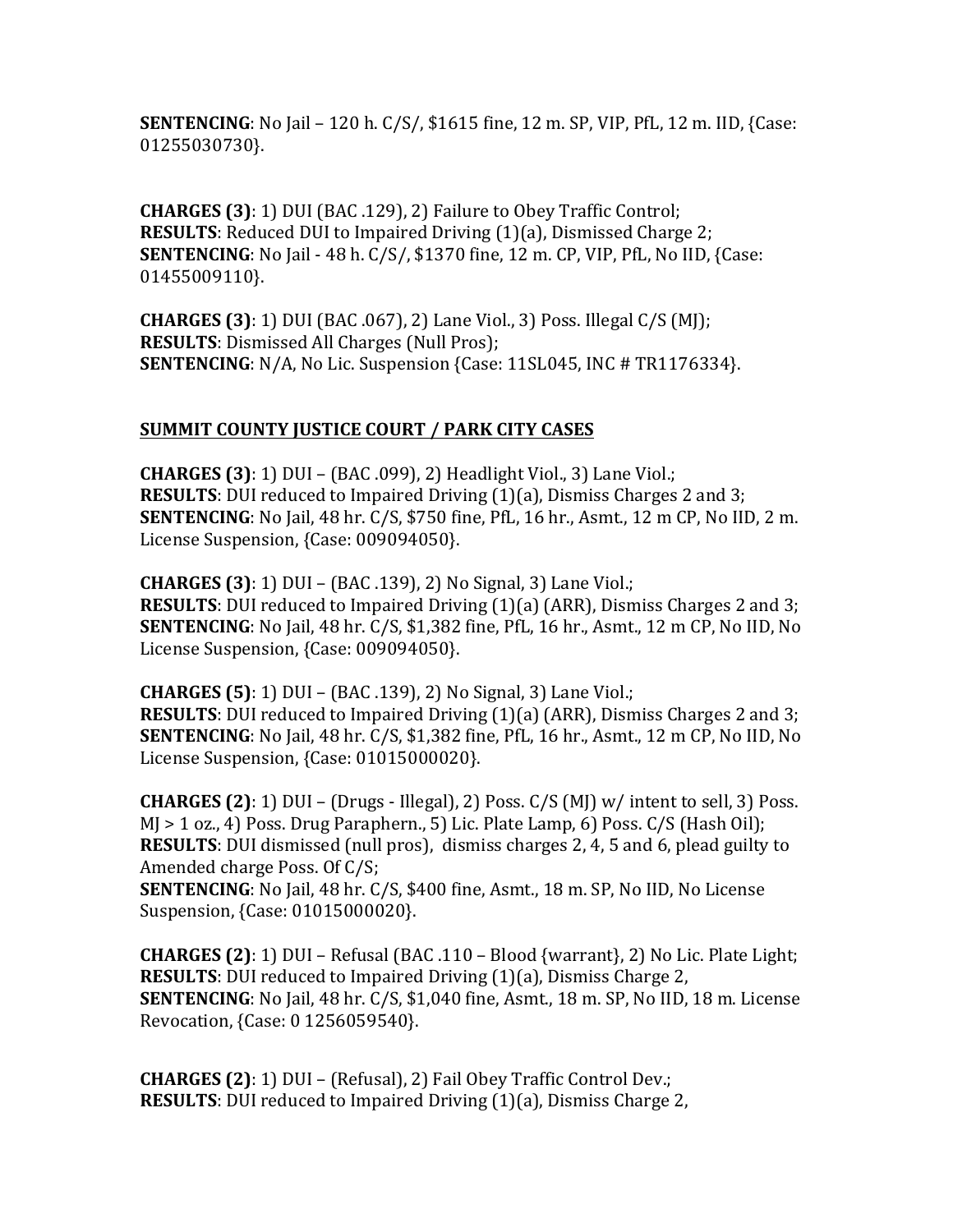**SENTENCING**: No Jail – 120 h. C/S/, $1615 fine, 12 m. SP, VIP, PfL, 12 m. IID, {Case: 01255030730}.

**CHARGES (3)**: 1) DUI (BAC .129), 2) Failure to Obey Traffic Control;
**RESULTS**: Reduced DUI to Impaired Driving (1)(a), Dismissed Charge 2;
**SENTENCING**: No Jail - 48 h. C/S/, $1370 fine, 12 m. CP, VIP, PfL, No IID, {Case: 01455009110}.

**CHARGES (3)**: 1) DUI (BAC .067), 2) Lane Viol., 3) Poss. Illegal C/S (MJ);
**RESULTS**: Dismissed All Charges (Null Pros);
**SENTENCING**: N/A, No Lic. Suspension {Case: 11SL045, INC # TR1176334}.

**SUMMIT COUNTY JUSTICE COURT / PARK CITY CASES**

**CHARGES (3)**: 1) DUI – (BAC .099), 2) Headlight Viol., 3) Lane Viol.;
**RESULTS**: DUI reduced to Impaired Driving (1)(a), Dismiss Charges 2 and 3;
**SENTENCING**: No Jail, 48 hr. C/S, $750 fine, PfL, 16 hr., Asmt., 12 m CP, No IID, 2 m. License Suspension, {Case: 009094050}.

**CHARGES (3)**: 1) DUI – (BAC .139), 2) No Signal, 3) Lane Viol.;
**RESULTS**: DUI reduced to Impaired Driving (1)(a) (ARR), Dismiss Charges 2 and 3;
**SENTENCING**: No Jail, 48 hr. C/S, $1,382 fine, PfL, 16 hr., Asmt., 12 m CP, No IID, No License Suspension, {Case: 009094050}.

**CHARGES (5)**: 1) DUI – (BAC .139), 2) No Signal, 3) Lane Viol.;
**RESULTS**: DUI reduced to Impaired Driving (1)(a) (ARR), Dismiss Charges 2 and 3;
**SENTENCING**: No Jail, 48 hr. C/S, $1,382 fine, PfL, 16 hr., Asmt., 12 m CP, No IID, No License Suspension, {Case: 01015000020}.

**CHARGES (2)**: 1) DUI – (Drugs - Illegal), 2) Poss. C/S (MJ) w/ intent to sell, 3) Poss. MJ > 1 oz., 4) Poss. Drug Paraphern., 5) Lic. Plate Lamp, 6) Poss. C/S (Hash Oil);
**RESULTS**: DUI dismissed (null pros), dismiss charges 2, 4, 5 and 6, plead guilty to Amended charge Poss. Of C/S;
**SENTENCING**: No Jail, 48 hr. C/S, $400 fine, Asmt., 18 m. SP, No IID, No License Suspension, {Case: 01015000020}.

**CHARGES (2)**: 1) DUI – Refusal (BAC .110 – Blood {warrant}, 2) No Lic. Plate Light;
**RESULTS**: DUI reduced to Impaired Driving (1)(a), Dismiss Charge 2,
**SENTENCING**: No Jail, 48 hr. C/S, $1,040 fine, Asmt., 18 m. SP, No IID, 18 m. License Revocation, {Case: 0 1256059540}.

**CHARGES (2)**: 1) DUI – (Refusal), 2) Fail Obey Traffic Control Dev.;
**RESULTS**: DUI reduced to Impaired Driving (1)(a), Dismiss Charge 2,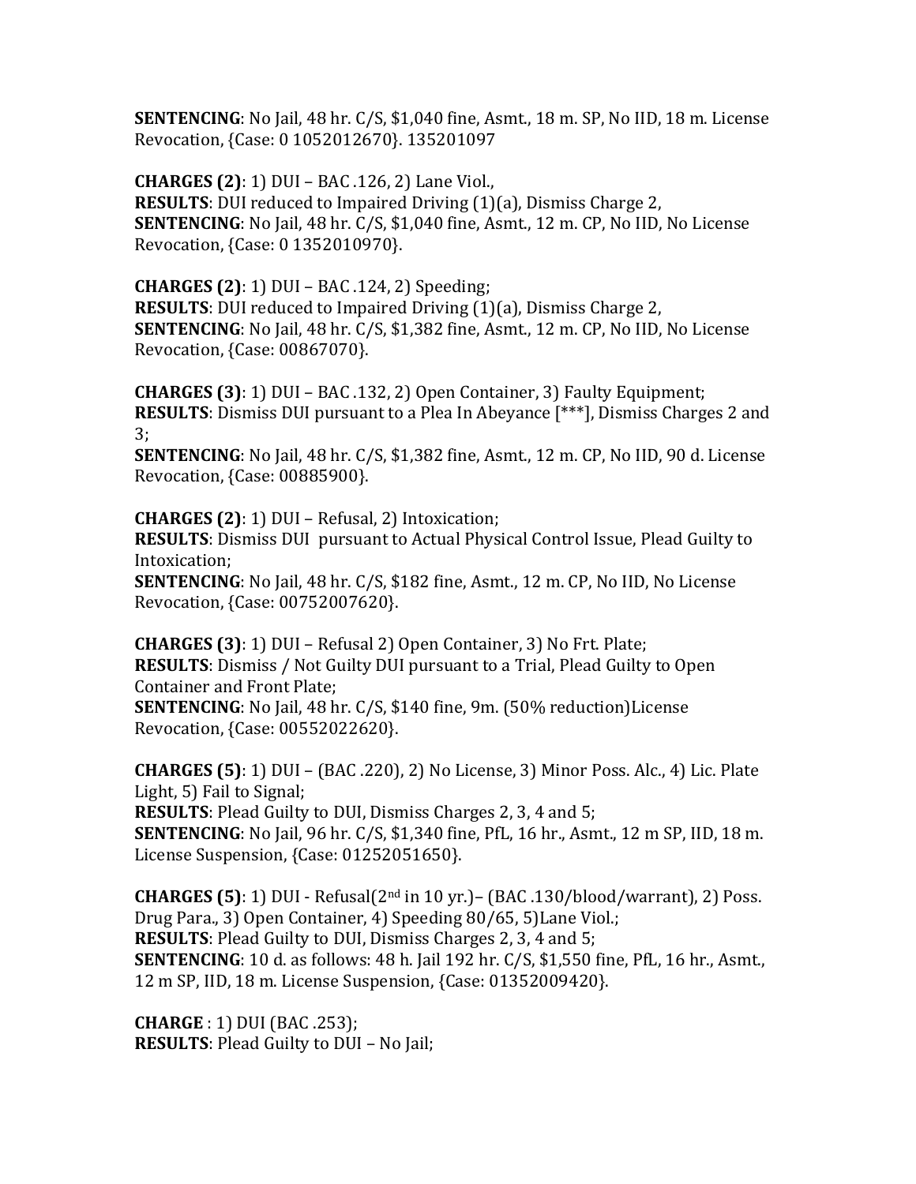**SENTENCING**: No Jail, 48 hr. C/S, $1,040 fine, Asmt., 18 m. SP, No IID, 18 m. License Revocation, {Case: 0 1052012670}. 135201097

**CHARGES (2)**: 1) DUI – BAC .126, 2) Lane Viol.,
**RESULTS**: DUI reduced to Impaired Driving (1)(a), Dismiss Charge 2,
**SENTENCING**: No Jail, 48 hr. C/S, $1,040 fine, Asmt., 12 m. CP, No IID, No License Revocation, {Case: 0 1352010970}.

**CHARGES (2)**: 1) DUI – BAC .124, 2) Speeding;
**RESULTS**: DUI reduced to Impaired Driving (1)(a), Dismiss Charge 2,
**SENTENCING**: No Jail, 48 hr. C/S, $1,382 fine, Asmt., 12 m. CP, No IID, No License Revocation, {Case: 00867070}.

**CHARGES (3)**: 1) DUI – BAC .132, 2) Open Container, 3) Faulty Equipment;
**RESULTS**: Dismiss DUI pursuant to a Plea In Abeyance [***], Dismiss Charges 2 and 3;
**SENTENCING**: No Jail, 48 hr. C/S, $1,382 fine, Asmt., 12 m. CP, No IID, 90 d. License Revocation, {Case: 00885900}.

**CHARGES (2)**: 1) DUI – Refusal, 2) Intoxication;
**RESULTS**: Dismiss DUI pursuant to Actual Physical Control Issue, Plead Guilty to Intoxication;
**SENTENCING**: No Jail, 48 hr. C/S, $182 fine, Asmt., 12 m. CP, No IID, No License Revocation, {Case: 00752007620}.

**CHARGES (3)**: 1) DUI – Refusal 2) Open Container, 3) No Frt. Plate;
**RESULTS**: Dismiss / Not Guilty DUI pursuant to a Trial, Plead Guilty to Open Container and Front Plate;
**SENTENCING**: No Jail, 48 hr. C/S, $140 fine, 9m. (50% reduction)License Revocation, {Case: 00552022620}.

**CHARGES (5)**: 1) DUI – (BAC .220), 2) No License, 3) Minor Poss. Alc., 4) Lic. Plate Light, 5) Fail to Signal;
**RESULTS**: Plead Guilty to DUI, Dismiss Charges 2, 3, 4 and 5;
**SENTENCING**: No Jail, 96 hr. C/S, $1,340 fine, PfL, 16 hr., Asmt., 12 m SP, IID, 18 m. License Suspension, {Case: 01252051650}.

**CHARGES (5)**: 1) DUI - Refusal(2nd in 10 yr.)– (BAC .130/blood/warrant), 2) Poss. Drug Para., 3) Open Container, 4) Speeding 80/65, 5)Lane Viol.;
**RESULTS**: Plead Guilty to DUI, Dismiss Charges 2, 3, 4 and 5;
**SENTENCING**: 10 d. as follows: 48 h. Jail 192 hr. C/S, $1,550 fine, PfL, 16 hr., Asmt., 12 m SP, IID, 18 m. License Suspension, {Case: 01352009420}.

**CHARGE** : 1) DUI (BAC .253);
**RESULTS**: Plead Guilty to DUI – No Jail;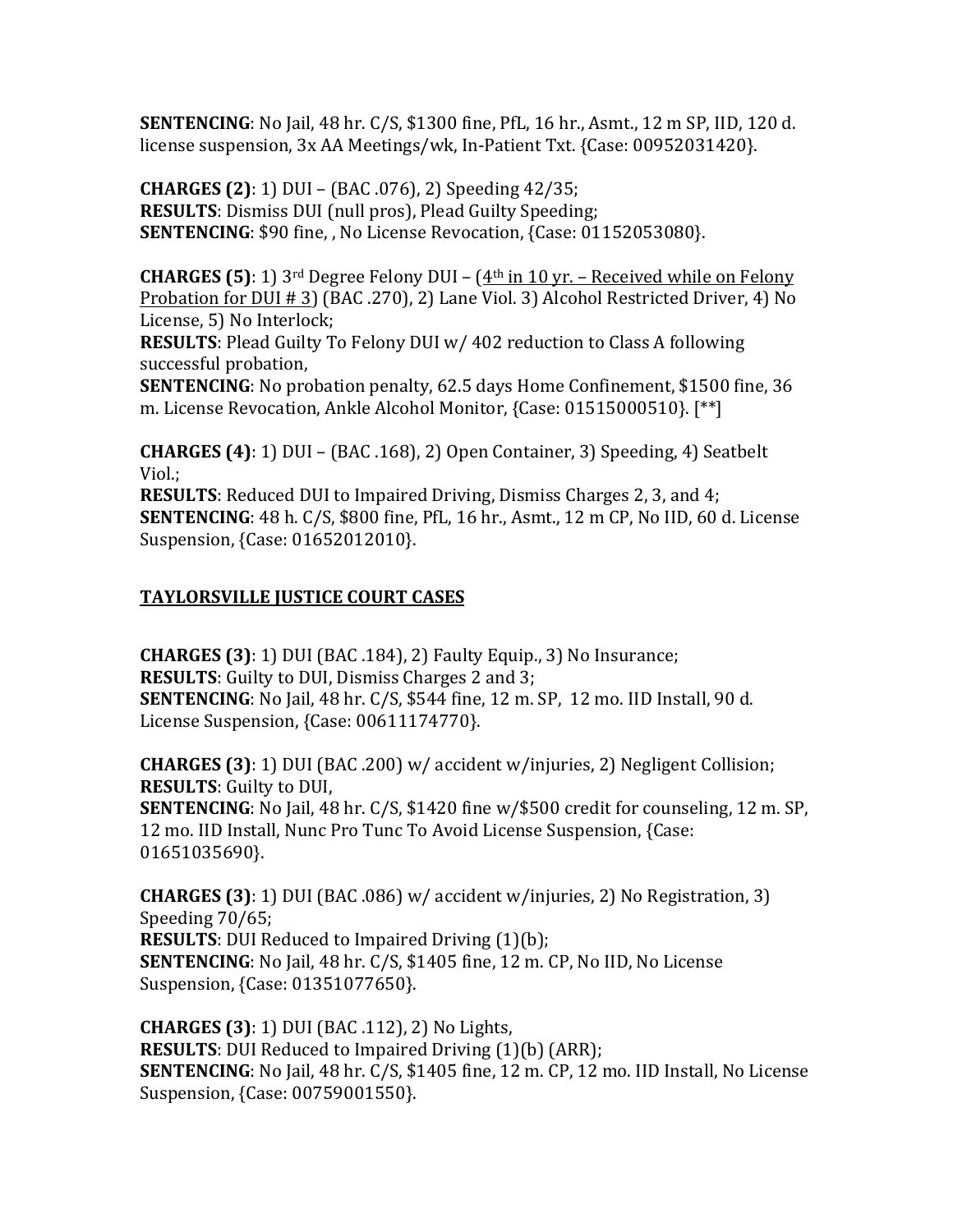**SENTENCING**: No Jail, 48 hr. C/S, $1300 fine, PfL, 16 hr., Asmt., 12 m SP, IID, 120 d. license suspension, 3x AA Meetings/wk, In-Patient Txt. {Case: 00952031420}.

**CHARGES (2)**: 1) DUI – (BAC .076), 2) Speeding 42/35;
**RESULTS**: Dismiss DUI (null pros), Plead Guilty Speeding;
**SENTENCING**: $90 fine, , No License Revocation, {Case: 01152053080}.

**CHARGES (5)**: 1) 3rd Degree Felony DUI – (<u>4th in 10 yr. – Received while on Felony Probation for DUI # 3</u>) (BAC .270), 2) Lane Viol. 3) Alcohol Restricted Driver, 4) No License, 5) No Interlock;
**RESULTS**: Plead Guilty To Felony DUI w/ 402 reduction to Class A following successful probation,
**SENTENCING**: No probation penalty, 62.5 days Home Confinement, $1500 fine, 36 m. License Revocation, Ankle Alcohol Monitor, {Case: 01515000510}. [**]

**CHARGES (4)**: 1) DUI – (BAC .168), 2) Open Container, 3) Speeding, 4) Seatbelt Viol.;
**RESULTS**: Reduced DUI to Impaired Driving, Dismiss Charges 2, 3, and 4;
**SENTENCING**: 48 h. C/S, $800 fine, PfL, 16 hr., Asmt., 12 m CP, No IID, 60 d. License Suspension, {Case: 01652012010}.

## <u>TAYLORSVILLE JUSTICE COURT CASES</u>

**CHARGES (3)**: 1) DUI (BAC .184), 2) Faulty Equip., 3) No Insurance;
**RESULTS**: Guilty to DUI, Dismiss Charges 2 and 3;
**SENTENCING**: No Jail, 48 hr. C/S, $544 fine, 12 m. SP, 12 mo. IID Install, 90 d. License Suspension, {Case: 00611174770}.

**CHARGES (3)**: 1) DUI (BAC .200) w/ accident w/injuries, 2) Negligent Collision;
**RESULTS**: Guilty to DUI,
**SENTENCING**: No Jail, 48 hr. C/S, $1420 fine w/$500 credit for counseling, 12 m. SP, 12 mo. IID Install, Nunc Pro Tunc To Avoid License Suspension, {Case: 01651035690}.

**CHARGES (3)**: 1) DUI (BAC .086) w/ accident w/injuries, 2) No Registration, 3) Speeding 70/65;
**RESULTS**: DUI Reduced to Impaired Driving (1)(b);
**SENTENCING**: No Jail, 48 hr. C/S, $1405 fine, 12 m. CP, No IID, No License Suspension, {Case: 01351077650}.

**CHARGES (3)**: 1) DUI (BAC .112), 2) No Lights,
**RESULTS**: DUI Reduced to Impaired Driving (1)(b) (ARR);
**SENTENCING**: No Jail, 48 hr. C/S, $1405 fine, 12 m. CP, 12 mo. IID Install, No License Suspension, {Case: 00759001550}.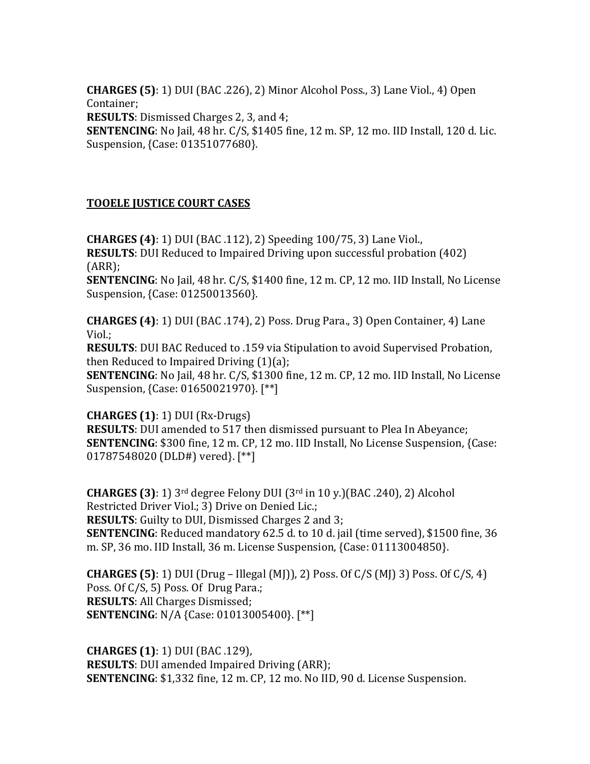**CHARGES (5)**: 1) DUI (BAC .226), 2) Minor Alcohol Poss., 3) Lane Viol., 4) Open Container;
**RESULTS**: Dismissed Charges 2, 3, and 4;
**SENTENCING**: No Jail, 48 hr. C/S, $1405 fine, 12 m. SP, 12 mo. IID Install, 120 d. Lic. Suspension, {Case: 01351077680}.

## TOOELE JUSTICE COURT CASES

**CHARGES (4)**: 1) DUI (BAC .112), 2) Speeding 100/75, 3) Lane Viol.,
**RESULTS**: DUI Reduced to Impaired Driving upon successful probation (402) (ARR);
**SENTENCING**: No Jail, 48 hr. C/S, $1400 fine, 12 m. CP, 12 mo. IID Install, No License Suspension, {Case: 01250013560}.

**CHARGES (4)**: 1) DUI (BAC .174), 2) Poss. Drug Para., 3) Open Container, 4) Lane Viol.;
**RESULTS**: DUI BAC Reduced to .159 via Stipulation to avoid Supervised Probation, then Reduced to Impaired Driving (1)(a);
**SENTENCING**: No Jail, 48 hr. C/S, $1300 fine, 12 m. CP, 12 mo. IID Install, No License Suspension, {Case: 01650021970}. [**]

**CHARGES (1)**: 1) DUI (Rx-Drugs)
**RESULTS**: DUI amended to 517 then dismissed pursuant to Plea In Abeyance;
**SENTENCING**: $300 fine, 12 m. CP, 12 mo. IID Install, No License Suspension, {Case: 01787548020 (DLD#) vered}. [**]

**CHARGES (3)**: 1) 3rd degree Felony DUI (3rd in 10 y.)(BAC .240), 2) Alcohol Restricted Driver Viol.; 3) Drive on Denied Lic.;
**RESULTS**: Guilty to DUI, Dismissed Charges 2 and 3;
**SENTENCING**: Reduced mandatory 62.5 d. to 10 d. jail (time served), $1500 fine, 36 m. SP, 36 mo. IID Install, 36 m. License Suspension, {Case: 01113004850}.

**CHARGES (5)**: 1) DUI (Drug – Illegal (MJ)), 2) Poss. Of C/S (MJ) 3) Poss. Of C/S, 4) Poss. Of C/S, 5) Poss. Of Drug Para.;
**RESULTS**: All Charges Dismissed;
**SENTENCING**: N/A {Case: 01013005400}. [**]

**CHARGES (1)**: 1) DUI (BAC .129),
**RESULTS**: DUI amended Impaired Driving (ARR);
**SENTENCING**: $1,332 fine, 12 m. CP, 12 mo. No IID, 90 d. License Suspension.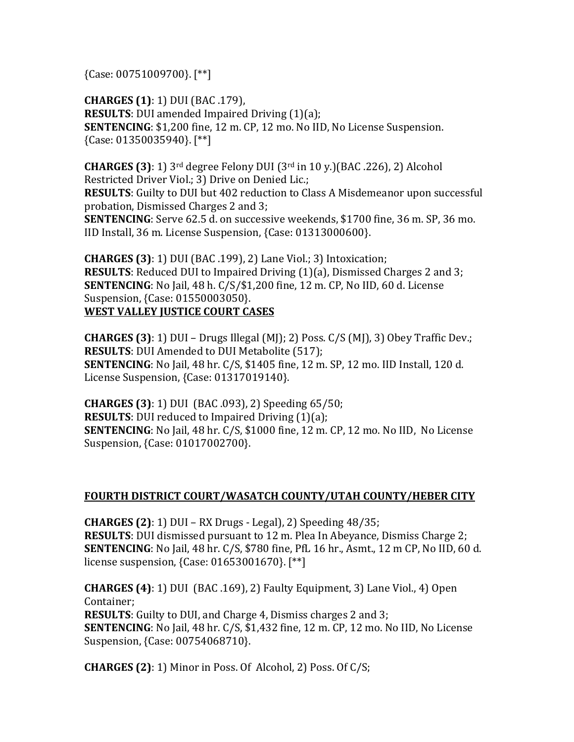{Case: 00751009700}. [**]

**CHARGES (1)**: 1) DUI (BAC .179),
**RESULTS**: DUI amended Impaired Driving (1)(a);
**SENTENCING**: $1,200 fine, 12 m. CP, 12 mo. No IID, No License Suspension. {Case: 01350035940}. [**]

**CHARGES (3)**: 1) 3rd degree Felony DUI (3rd in 10 y.)(BAC .226), 2) Alcohol Restricted Driver Viol.; 3) Drive on Denied Lic.;
**RESULTS**: Guilty to DUI but 402 reduction to Class A Misdemeanor upon successful probation, Dismissed Charges 2 and 3;
**SENTENCING**: Serve 62.5 d. on successive weekends, $1700 fine, 36 m. SP, 36 mo. IID Install, 36 m. License Suspension, {Case: 01313000600}.

**CHARGES (3)**: 1) DUI (BAC .199), 2) Lane Viol.; 3) Intoxication;
**RESULTS**: Reduced DUI to Impaired Driving (1)(a), Dismissed Charges 2 and 3;
**SENTENCING**: No Jail, 48 h. C/S/$1,200 fine, 12 m. CP, No IID, 60 d. License Suspension, {Case: 01550003050}.

**WEST VALLEY JUSTICE COURT CASES**

**CHARGES (3)**: 1) DUI – Drugs Illegal (MJ); 2) Poss. C/S (MJ), 3) Obey Traffic Dev.;
**RESULTS**: DUI Amended to DUI Metabolite (517);
**SENTENCING**: No Jail, 48 hr. C/S, $1405 fine, 12 m. SP, 12 mo. IID Install, 120 d. License Suspension, {Case: 01317019140}.

**CHARGES (3)**: 1) DUI (BAC .093), 2) Speeding 65/50;
**RESULTS**: DUI reduced to Impaired Driving (1)(a);
**SENTENCING**: No Jail, 48 hr. C/S, $1000 fine, 12 m. CP, 12 mo. No IID, No License Suspension, {Case: 01017002700}.

**FOURTH DISTRICT COURT/WASATCH COUNTY/UTAH COUNTY/HEBER CITY**

**CHARGES (2)**: 1) DUI – RX Drugs - Legal), 2) Speeding 48/35;
**RESULTS**: DUI dismissed pursuant to 12 m. Plea In Abeyance, Dismiss Charge 2;
**SENTENCING**: No Jail, 48 hr. C/S, $780 fine, PfL 16 hr., Asmt., 12 m CP, No IID, 60 d. license suspension, {Case: 01653001670}. [**]

**CHARGES (4)**: 1) DUI (BAC .169), 2) Faulty Equipment, 3) Lane Viol., 4) Open Container;
**RESULTS**: Guilty to DUI, and Charge 4, Dismiss charges 2 and 3;
**SENTENCING**: No Jail, 48 hr. C/S, $1,432 fine, 12 m. CP, 12 mo. No IID, No License Suspension, {Case: 00754068710}.

**CHARGES (2)**: 1) Minor in Poss. Of Alcohol, 2) Poss. Of C/S;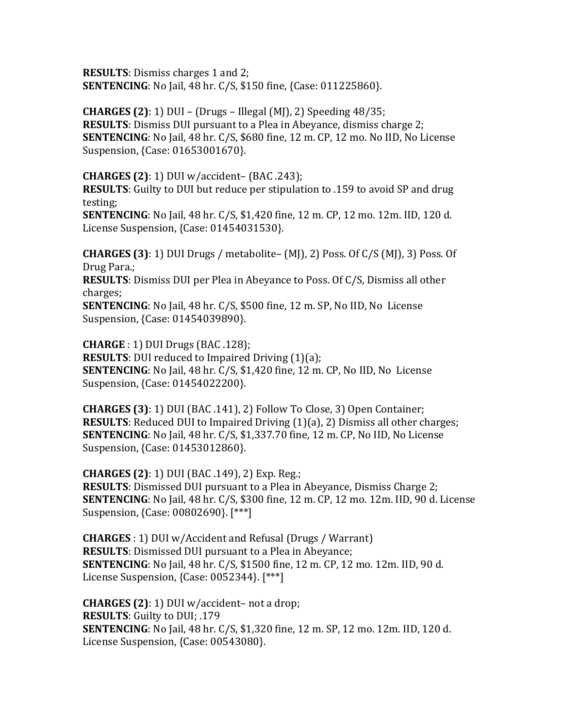**RESULTS**: Dismiss charges 1 and 2;
**SENTENCING**: No Jail, 48 hr. C/S, $150 fine, {Case: 011225860}.

**CHARGES (2)**: 1) DUI – (Drugs – Illegal (MJ), 2) Speeding 48/35;
**RESULTS**: Dismiss DUI pursuant to a Plea in Abeyance, dismiss charge 2;
**SENTENCING**: No Jail, 48 hr. C/S, $680 fine, 12 m. CP, 12 mo. No IID, No License Suspension, {Case: 01653001670}.

**CHARGES (2)**: 1) DUI w/accident– (BAC .243);
**RESULTS**: Guilty to DUI but reduce per stipulation to .159 to avoid SP and drug testing;
**SENTENCING**: No Jail, 48 hr. C/S, $1,420 fine, 12 m. CP, 12 mo. 12m. IID, 120 d. License Suspension, {Case: 01454031530}.

**CHARGES (3)**: 1) DUI Drugs / metabolite– (MJ), 2) Poss. Of C/S (MJ), 3) Poss. Of Drug Para.;
**RESULTS**: Dismiss DUI per Plea in Abeyance to Poss. Of C/S, Dismiss all other charges;
**SENTENCING**: No Jail, 48 hr. C/S, $500 fine, 12 m. SP, No IID, No License Suspension, {Case: 01454039890}.

**CHARGE** : 1) DUI Drugs (BAC .128);
**RESULTS**: DUI reduced to Impaired Driving (1)(a);
**SENTENCING**: No Jail, 48 hr. C/S, $1,420 fine, 12 m. CP, No IID, No License Suspension, {Case: 01454022200}.

**CHARGES (3)**: 1) DUI (BAC .141), 2) Follow To Close, 3) Open Container;
**RESULTS**: Reduced DUI to Impaired Driving (1)(a), 2) Dismiss all other charges;
**SENTENCING**: No Jail, 48 hr. C/S, $1,337.70 fine, 12 m. CP, No IID, No License Suspension, {Case: 01453012860}.

**CHARGES (2)**: 1) DUI (BAC .149), 2) Exp. Reg.;
**RESULTS**: Dismissed DUI pursuant to a Plea in Abeyance, Dismiss Charge 2;
**SENTENCING**: No Jail, 48 hr. C/S, $300 fine, 12 m. CP, 12 mo. 12m. IID, 90 d. License Suspension, {Case: 00802690}. [***]

**CHARGES** : 1) DUI w/Accident and Refusal (Drugs / Warrant)
**RESULTS**: Dismissed DUI pursuant to a Plea in Abeyance;
**SENTENCING**: No Jail, 48 hr. C/S, $1500 fine, 12 m. CP, 12 mo. 12m. IID, 90 d. License Suspension, {Case: 0052344}. [***]

**CHARGES (2)**: 1) DUI w/accident– not a drop;
**RESULTS**: Guilty to DUI; .179
**SENTENCING**: No Jail, 48 hr. C/S, $1,320 fine, 12 m. SP, 12 mo. 12m. IID, 120 d. License Suspension, {Case: 00543080}.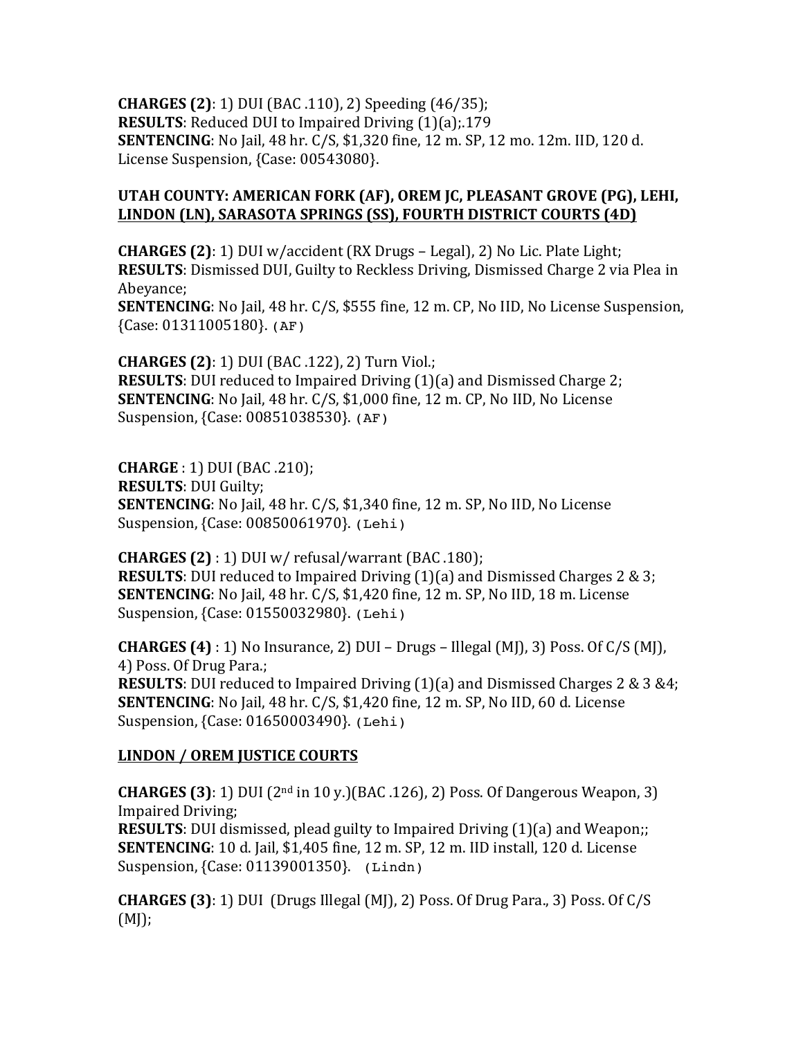**CHARGES (2)**: 1) DUI (BAC .110), 2) Speeding (46/35);
**RESULTS**: Reduced DUI to Impaired Driving (1)(a);.179
**SENTENCING**: No Jail, 48 hr. C/S, $1,320 fine, 12 m. SP, 12 mo. 12m. IID, 120 d. License Suspension, {Case: 00543080}.

**UTAH COUNTY: AMERICAN FORK (AF), OREM JC, PLEASANT GROVE (PG), LEHI, LINDON (LN), SARASOTA SPRINGS (SS), FOURTH DISTRICT COURTS (4D)**

**CHARGES (2)**: 1) DUI w/accident (RX Drugs – Legal), 2) No Lic. Plate Light;
**RESULTS**: Dismissed DUI, Guilty to Reckless Driving, Dismissed Charge 2 via Plea in Abeyance;
**SENTENCING**: No Jail, 48 hr. C/S, $555 fine, 12 m. CP, No IID, No License Suspension, {Case: 01311005180}. (AF)

**CHARGES (2)**: 1) DUI (BAC .122), 2) Turn Viol.;
**RESULTS**: DUI reduced to Impaired Driving (1)(a) and Dismissed Charge 2;
**SENTENCING**: No Jail, 48 hr. C/S, $1,000 fine, 12 m. CP, No IID, No License Suspension, {Case: 00851038530}. (AF)

**CHARGE** : 1) DUI (BAC .210);
**RESULTS**: DUI Guilty;
**SENTENCING**: No Jail, 48 hr. C/S, $1,340 fine, 12 m. SP, No IID, No License Suspension, {Case: 00850061970}. (Lehi)

**CHARGES (2)** : 1) DUI w/ refusal/warrant (BAC .180);
**RESULTS**: DUI reduced to Impaired Driving (1)(a) and Dismissed Charges 2 & 3;
**SENTENCING**: No Jail, 48 hr. C/S, $1,420 fine, 12 m. SP, No IID, 18 m. License Suspension, {Case: 01550032980}. (Lehi)

**CHARGES (4)** : 1) No Insurance, 2) DUI – Drugs – Illegal (MJ), 3) Poss. Of C/S (MJ), 4) Poss. Of Drug Para.;
**RESULTS**: DUI reduced to Impaired Driving (1)(a) and Dismissed Charges 2 & 3 &4;
**SENTENCING**: No Jail, 48 hr. C/S, $1,420 fine, 12 m. SP, No IID, 60 d. License Suspension, {Case: 01650003490}. (Lehi)

**LINDON / OREM JUSTICE COURTS**

**CHARGES (3)**: 1) DUI (2nd in 10 y.)(BAC .126), 2) Poss. Of Dangerous Weapon, 3) Impaired Driving;
**RESULTS**: DUI dismissed, plead guilty to Impaired Driving (1)(a) and Weapon;;
**SENTENCING**: 10 d. Jail, $1,405 fine, 12 m. SP, 12 m. IID install, 120 d. License Suspension, {Case: 01139001350}. (Lindn)

**CHARGES (3)**: 1) DUI (Drugs Illegal (MJ), 2) Poss. Of Drug Para., 3) Poss. Of C/S (MJ);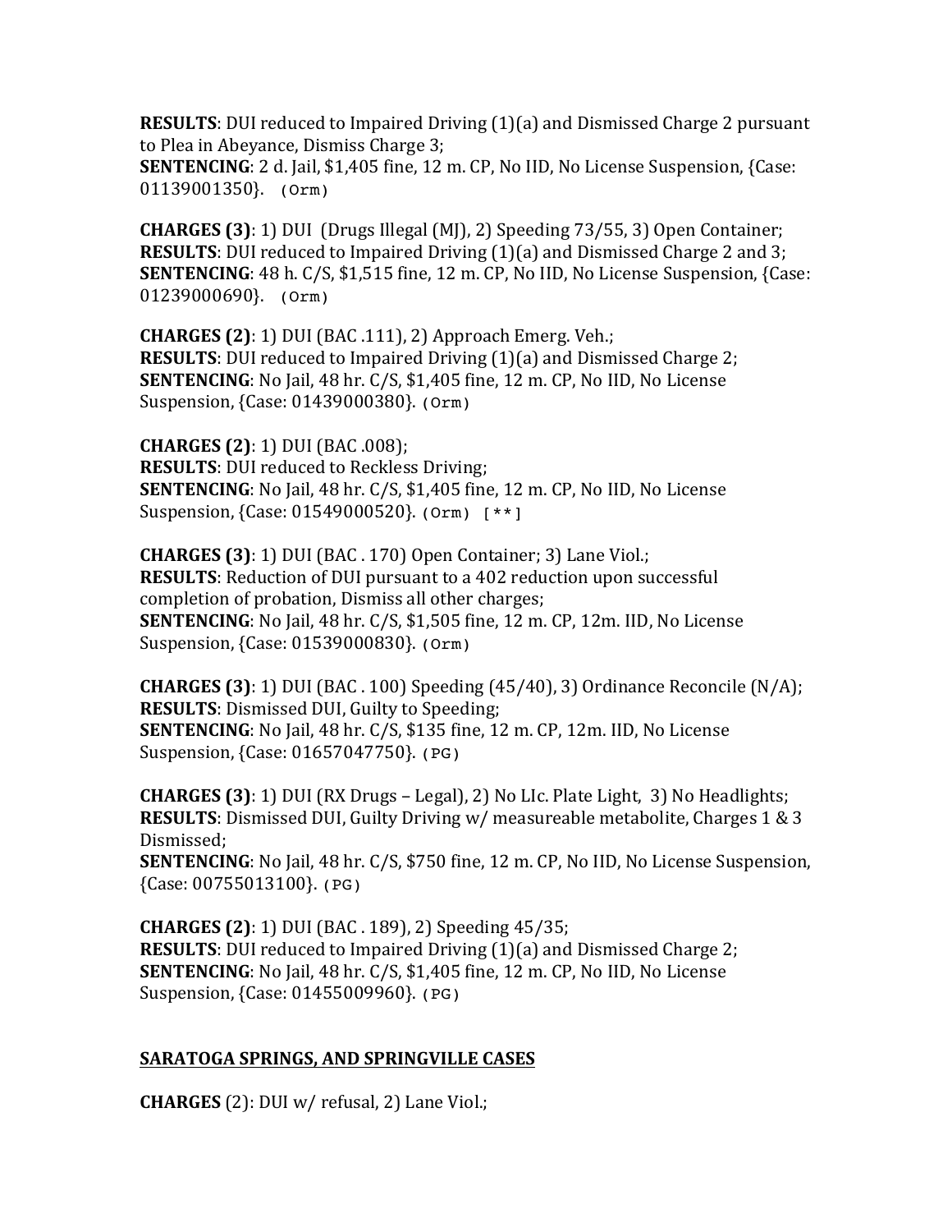**RESULTS**: DUI reduced to Impaired Driving (1)(a) and Dismissed Charge 2 pursuant to Plea in Abeyance, Dismiss Charge 3;
**SENTENCING**: 2 d. Jail, $1,405 fine, 12 m. CP, No IID, No License Suspension, {Case: 01139001350}. (Orm)

**CHARGES (3)**: 1) DUI (Drugs Illegal (MJ), 2) Speeding 73/55, 3) Open Container;
**RESULTS**: DUI reduced to Impaired Driving (1)(a) and Dismissed Charge 2 and 3;
**SENTENCING**: 48 h. C/S, $1,515 fine, 12 m. CP, No IID, No License Suspension, {Case: 01239000690}. (Orm)

**CHARGES (2)**: 1) DUI (BAC .111), 2) Approach Emerg. Veh.;
**RESULTS**: DUI reduced to Impaired Driving (1)(a) and Dismissed Charge 2;
**SENTENCING**: No Jail, 48 hr. C/S, $1,405 fine, 12 m. CP, No IID, No License Suspension, {Case: 01439000380}. (Orm)

**CHARGES (2)**: 1) DUI (BAC .008);
**RESULTS**: DUI reduced to Reckless Driving;
**SENTENCING**: No Jail, 48 hr. C/S, $1,405 fine, 12 m. CP, No IID, No License Suspension, {Case: 01549000520}. (Orm) [**]

**CHARGES (3)**: 1) DUI (BAC . 170) Open Container; 3) Lane Viol.;
**RESULTS**: Reduction of DUI pursuant to a 402 reduction upon successful completion of probation, Dismiss all other charges;
**SENTENCING**: No Jail, 48 hr. C/S, $1,505 fine, 12 m. CP, 12m. IID, No License Suspension, {Case: 01539000830}. (Orm)

**CHARGES (3)**: 1) DUI (BAC . 100) Speeding (45/40), 3) Ordinance Reconcile (N/A);
**RESULTS**: Dismissed DUI, Guilty to Speeding;
**SENTENCING**: No Jail, 48 hr. C/S, $135 fine, 12 m. CP, 12m. IID, No License Suspension, {Case: 01657047750}. (PG)

**CHARGES (3)**: 1) DUI (RX Drugs – Legal), 2) No LIc. Plate Light, 3) No Headlights;
**RESULTS**: Dismissed DUI, Guilty Driving w/ measureable metabolite, Charges 1 & 3 Dismissed;
**SENTENCING**: No Jail, 48 hr. C/S, $750 fine, 12 m. CP, No IID, No License Suspension, {Case: 00755013100}. (PG)

**CHARGES (2)**: 1) DUI (BAC . 189), 2) Speeding 45/35;
**RESULTS**: DUI reduced to Impaired Driving (1)(a) and Dismissed Charge 2;
**SENTENCING**: No Jail, 48 hr. C/S, $1,405 fine, 12 m. CP, No IID, No License Suspension, {Case: 01455009960}. (PG)

## SARATOGA SPRINGS, AND SPRINGVILLE CASES

**CHARGES** (2): DUI w/ refusal, 2) Lane Viol.;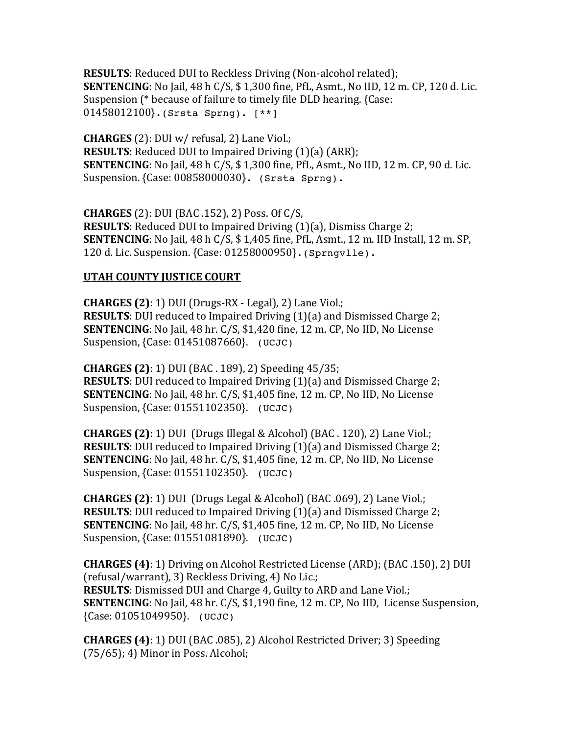**RESULTS**: Reduced DUI to Reckless Driving (Non-alcohol related);
**SENTENCING**: No Jail, 48 h C/S, $ 1,300 fine, PfL, Asmt., No IID, 12 m. CP, 120 d. Lic. Suspension (* because of failure to timely file DLD hearing. {Case: 01458012100}.(Srsta Sprng). [**]

**CHARGES** (2): DUI w/ refusal, 2) Lane Viol.;
**RESULTS**: Reduced DUI to Impaired Driving (1)(a) (ARR);
**SENTENCING**: No Jail, 48 h C/S, $ 1,300 fine, PfL, Asmt., No IID, 12 m. CP, 90 d. Lic. Suspension. {Case: 00858000030}. (Srsta Sprng).

**CHARGES** (2): DUI (BAC .152), 2) Poss. Of C/S,
**RESULTS**: Reduced DUI to Impaired Driving (1)(a), Dismiss Charge 2;
**SENTENCING**: No Jail, 48 h C/S, $ 1,405 fine, PfL, Asmt., 12 m. IID Install, 12 m. SP, 120 d. Lic. Suspension. {Case: 01258000950}.(Sprngvlle).

**UTAH COUNTY JUSTICE COURT**

**CHARGES (2)**: 1) DUI (Drugs-RX - Legal), 2) Lane Viol.;
**RESULTS**: DUI reduced to Impaired Driving (1)(a) and Dismissed Charge 2;
**SENTENCING**: No Jail, 48 hr. C/S, $1,420 fine, 12 m. CP, No IID, No License Suspension, {Case: 01451087660}. (UCJC)

**CHARGES (2)**: 1) DUI (BAC . 189), 2) Speeding 45/35;
**RESULTS**: DUI reduced to Impaired Driving (1)(a) and Dismissed Charge 2;
**SENTENCING**: No Jail, 48 hr. C/S, $1,405 fine, 12 m. CP, No IID, No License Suspension, {Case: 01551102350}. (UCJC)

**CHARGES (2)**: 1) DUI (Drugs Illegal & Alcohol) (BAC . 120), 2) Lane Viol.;
**RESULTS**: DUI reduced to Impaired Driving (1)(a) and Dismissed Charge 2;
**SENTENCING**: No Jail, 48 hr. C/S, $1,405 fine, 12 m. CP, No IID, No License Suspension, {Case: 01551102350}. (UCJC)

**CHARGES (2)**: 1) DUI (Drugs Legal & Alcohol) (BAC .069), 2) Lane Viol.;
**RESULTS**: DUI reduced to Impaired Driving (1)(a) and Dismissed Charge 2;
**SENTENCING**: No Jail, 48 hr. C/S, $1,405 fine, 12 m. CP, No IID, No License Suspension, {Case: 01551081890}. (UCJC)

**CHARGES (4)**: 1) Driving on Alcohol Restricted License (ARD); (BAC .150), 2) DUI (refusal/warrant), 3) Reckless Driving, 4) No Lic.;
**RESULTS**: Dismissed DUI and Charge 4, Guilty to ARD and Lane Viol.;
**SENTENCING**: No Jail, 48 hr. C/S, $1,190 fine, 12 m. CP, No IID, License Suspension, {Case: 01051049950}. (UCJC)

**CHARGES (4)**: 1) DUI (BAC .085), 2) Alcohol Restricted Driver; 3) Speeding (75/65); 4) Minor in Poss. Alcohol;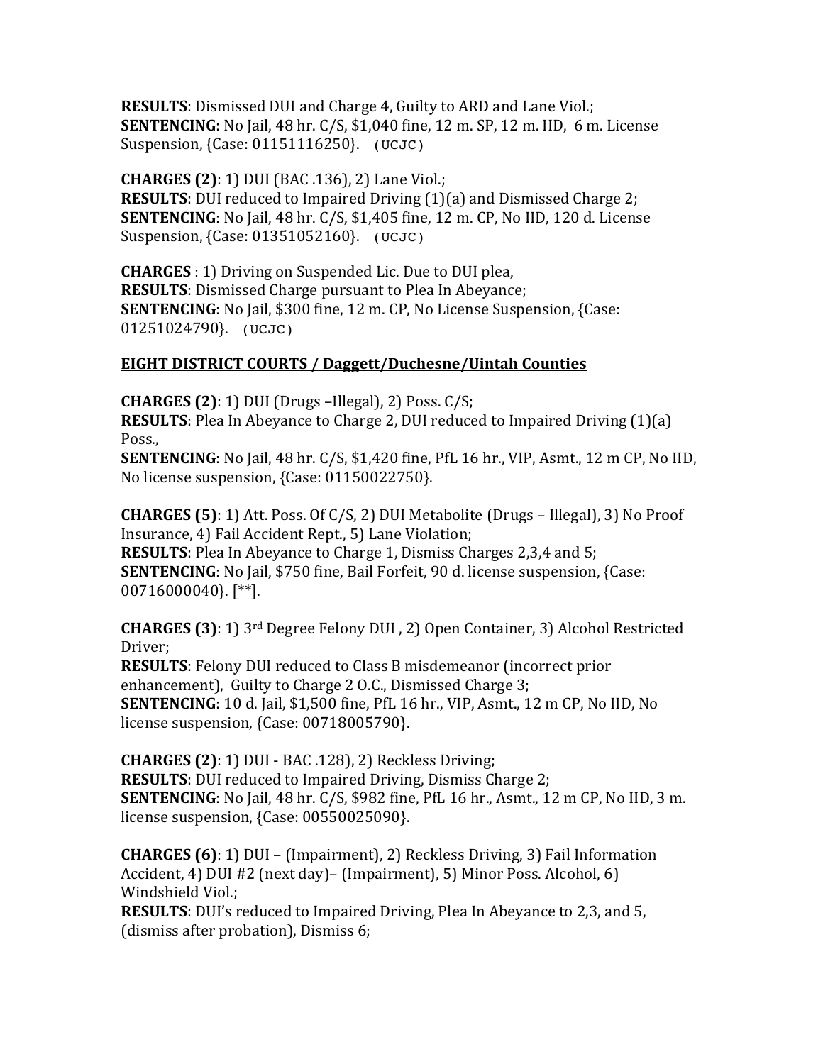**RESULTS**: Dismissed DUI and Charge 4, Guilty to ARD and Lane Viol.;
**SENTENCING**: No Jail, 48 hr. C/S, $1,040 fine, 12 m. SP, 12 m. IID, 6 m. License Suspension, {Case: 01151116250}. (UCJC)

**CHARGES (2)**: 1) DUI (BAC .136), 2) Lane Viol.;
**RESULTS**: DUI reduced to Impaired Driving (1)(a) and Dismissed Charge 2;
**SENTENCING**: No Jail, 48 hr. C/S, $1,405 fine, 12 m. CP, No IID, 120 d. License Suspension, {Case: 01351052160}. (UCJC)

**CHARGES** : 1) Driving on Suspended Lic. Due to DUI plea,
**RESULTS**: Dismissed Charge pursuant to Plea In Abeyance;
**SENTENCING**: No Jail, $300 fine, 12 m. CP, No License Suspension, {Case: 01251024790}. (UCJC)

**EIGHT DISTRICT COURTS / Daggett/Duchesne/Uintah Counties**

**CHARGES (2)**: 1) DUI (Drugs –Illegal), 2) Poss. C/S;
**RESULTS**: Plea In Abeyance to Charge 2, DUI reduced to Impaired Driving (1)(a) Poss.,
**SENTENCING**: No Jail, 48 hr. C/S, $1,420 fine, PfL 16 hr., VIP, Asmt., 12 m CP, No IID, No license suspension, {Case: 01150022750}.

**CHARGES (5)**: 1) Att. Poss. Of C/S, 2) DUI Metabolite (Drugs – Illegal), 3) No Proof Insurance, 4) Fail Accident Rept., 5) Lane Violation;
**RESULTS**: Plea In Abeyance to Charge 1, Dismiss Charges 2,3,4 and 5;
**SENTENCING**: No Jail, $750 fine, Bail Forfeit, 90 d. license suspension, {Case: 00716000040}. [**].

**CHARGES (3)**: 1) 3rd Degree Felony DUI , 2) Open Container, 3) Alcohol Restricted Driver;
**RESULTS**: Felony DUI reduced to Class B misdemeanor (incorrect prior enhancement), Guilty to Charge 2 O.C., Dismissed Charge 3;
**SENTENCING**: 10 d. Jail, $1,500 fine, PfL 16 hr., VIP, Asmt., 12 m CP, No IID, No license suspension, {Case: 00718005790}.

**CHARGES (2)**: 1) DUI - BAC .128), 2) Reckless Driving;
**RESULTS**: DUI reduced to Impaired Driving, Dismiss Charge 2;
**SENTENCING**: No Jail, 48 hr. C/S, $982 fine, PfL 16 hr., Asmt., 12 m CP, No IID, 3 m. license suspension, {Case: 00550025090}.

**CHARGES (6)**: 1) DUI – (Impairment), 2) Reckless Driving, 3) Fail Information Accident, 4) DUI #2 (next day)– (Impairment), 5) Minor Poss. Alcohol, 6) Windshield Viol.;
**RESULTS**: DUI's reduced to Impaired Driving, Plea In Abeyance to 2,3, and 5, (dismiss after probation), Dismiss 6;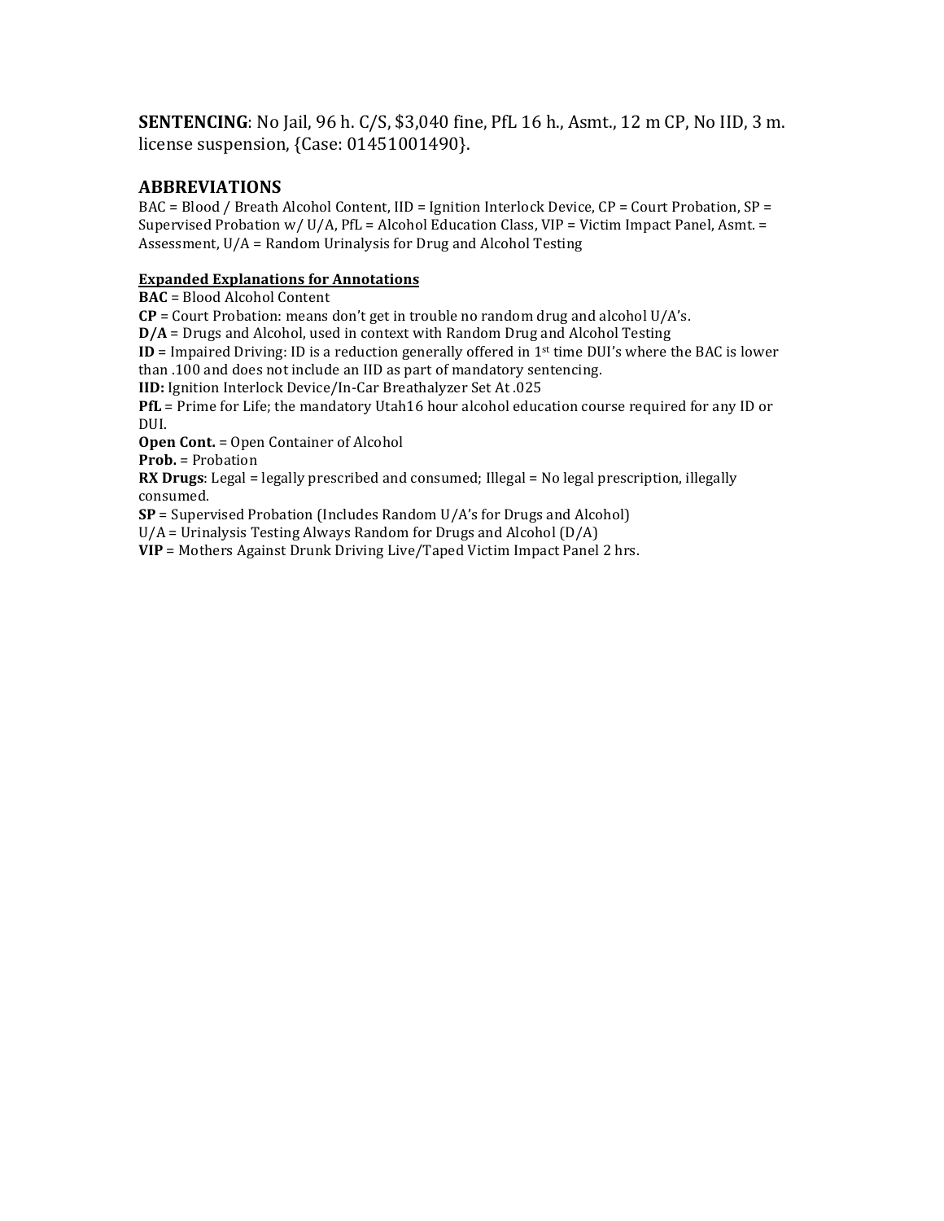**SENTENCING**: No Jail, 96 h. C/S, $3,040 fine, PfL 16 h., Asmt., 12 m CP, No IID, 3 m. license suspension, {Case: 01451001490}.

## ABBREVIATIONS

BAC = Blood / Breath Alcohol Content, IID = Ignition Interlock Device, CP = Court Probation, SP = Supervised Probation w/ U/A, PfL = Alcohol Education Class, VIP = Victim Impact Panel, Asmt. = Assessment, U/A = Random Urinalysis for Drug and Alcohol Testing

**Expanded Explanations for Annotations**

**BAC** = Blood Alcohol Content
**CP** = Court Probation: means don't get in trouble no random drug and alcohol U/A's.
**D/A** = Drugs and Alcohol, used in context with Random Drug and Alcohol Testing
**ID** = Impaired Driving: ID is a reduction generally offered in 1st time DUI's where the BAC is lower than .100 and does not include an IID as part of mandatory sentencing.
**IID:** Ignition Interlock Device/In-Car Breathalyzer Set At .025
**PfL** = Prime for Life; the mandatory Utah16 hour alcohol education course required for any ID or DUI.
**Open Cont.** = Open Container of Alcohol
**Prob.** = Probation
**RX Drugs**: Legal = legally prescribed and consumed; Illegal = No legal prescription, illegally consumed.
**SP** = Supervised Probation (Includes Random U/A's for Drugs and Alcohol)
U/A = Urinalysis Testing Always Random for Drugs and Alcohol (D/A)
**VIP** = Mothers Against Drunk Driving Live/Taped Victim Impact Panel 2 hrs.